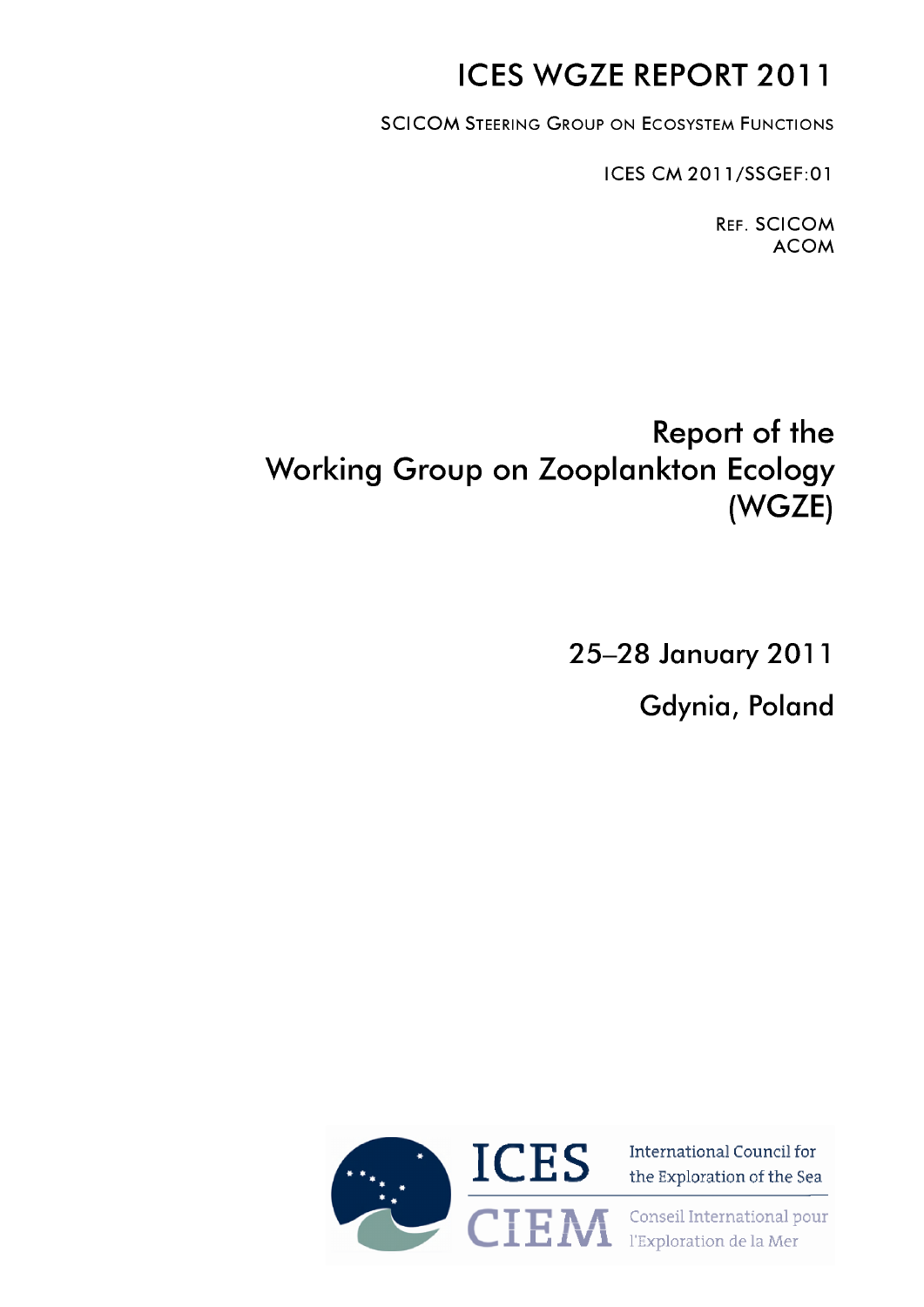# ICES WGZE REPORT 2011

SCICOM STEERING GROUP ON ECOSYSTEM FUNCTIONS

ICES CM 2011/SSGEF:01

REF. SCICOM
ACOM

# Report of the Working Group on Zooplankton Ecology (WGZE)

25–28 January 2011

Gdynia, Poland

ICES International Council for the Exploration of the Sea

CIEM Conseil International pour l'Exploration de la Mer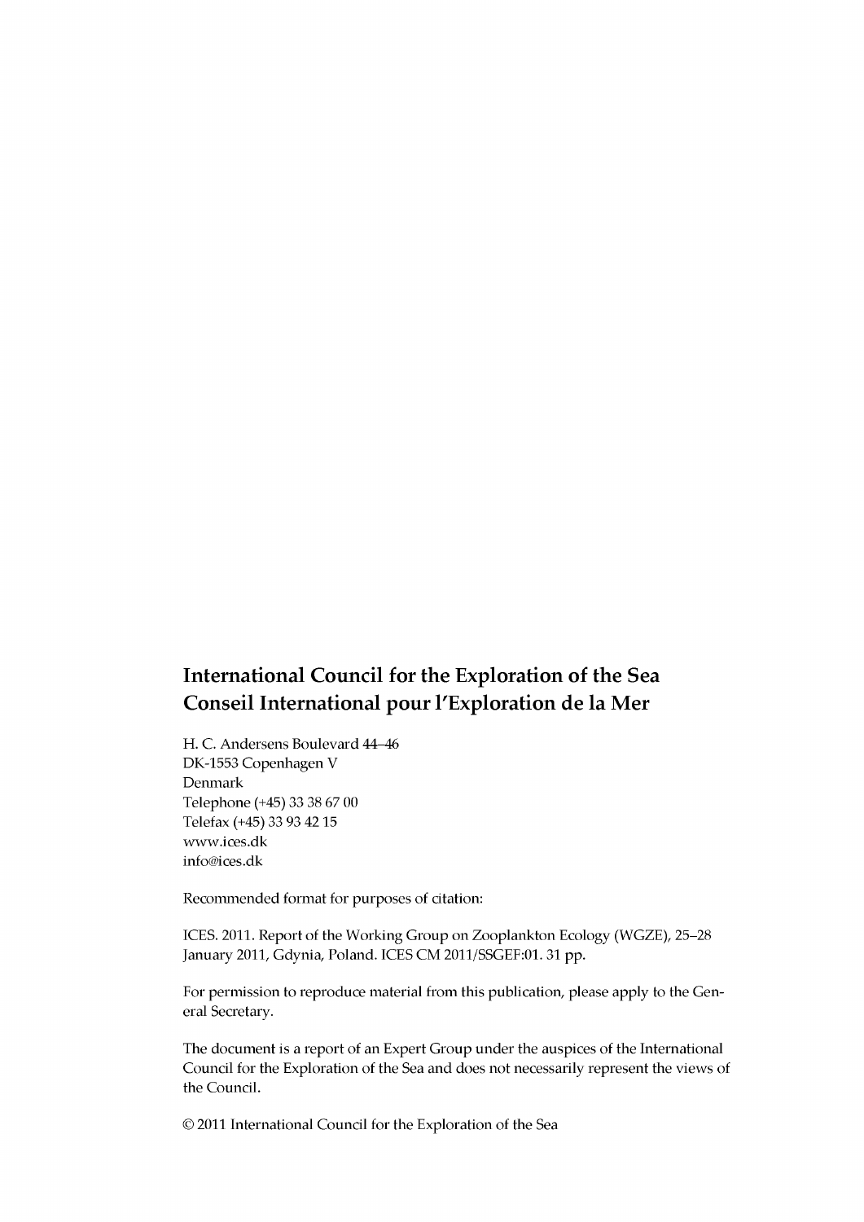## International Council for the Exploration of the Sea
## Conseil International pour l'Exploration de la Mer

H. C. Andersens Boulevard 44–46
DK-1553 Copenhagen V
Denmark
Telephone (+45) 33 38 67 00
Telefax (+45) 33 93 42 15
www.ices.dk
info@ices.dk

Recommended format for purposes of citation:

ICES. 2011. Report of the Working Group on Zooplankton Ecology (WGZE), 25–28 January 2011, Gdynia, Poland. ICES CM 2011/SSGEF:01. 31 pp.

For permission to reproduce material from this publication, please apply to the General Secretary.

The document is a report of an Expert Group under the auspices of the International Council for the Exploration of the Sea and does not necessarily represent the views of the Council.

© 2011 International Council for the Exploration of the Sea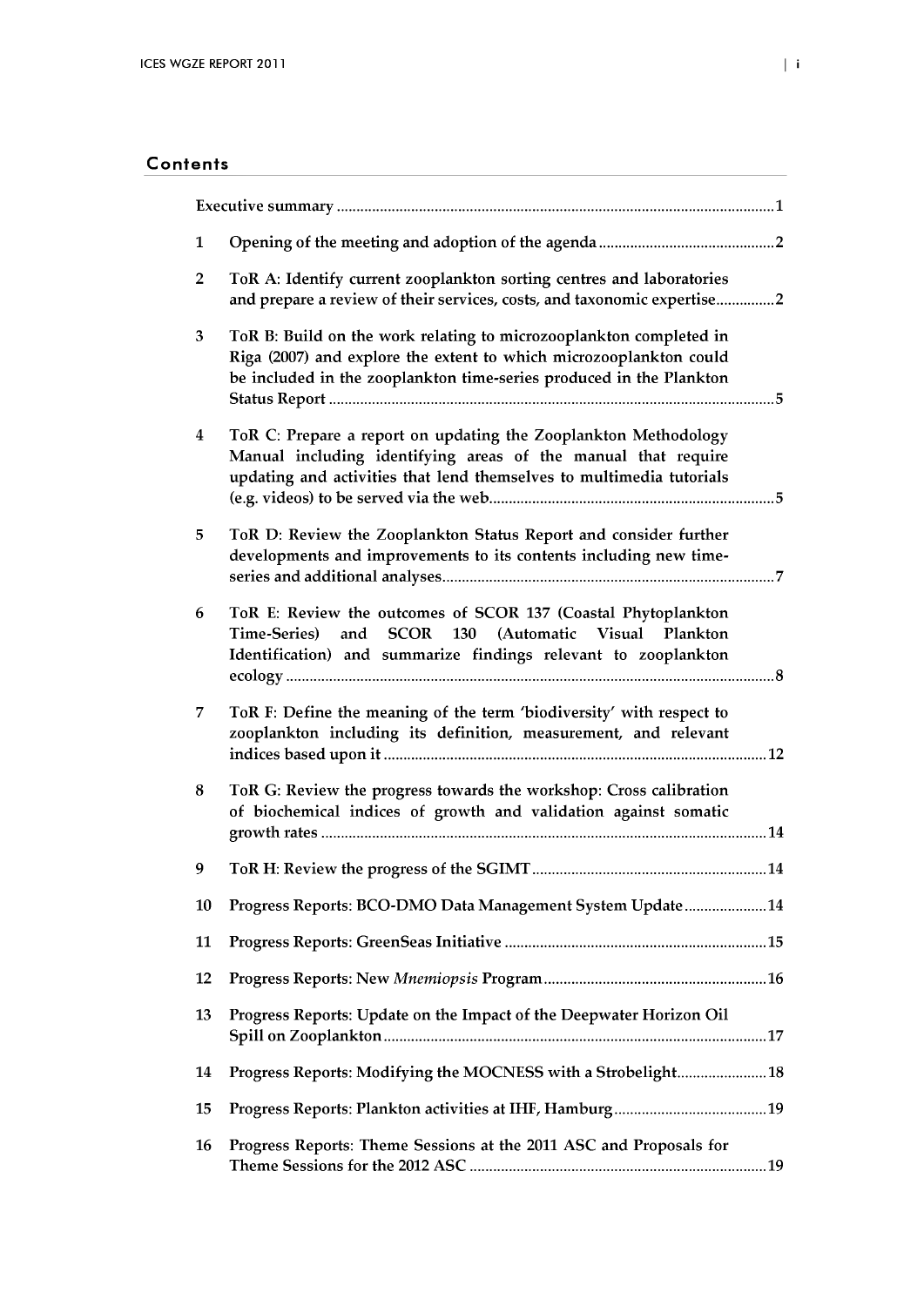## Contents

Executive summary ............................................................................................................... 1

1 Opening of the meeting and adoption of the agenda ............................................ 2

2 ToR A: Identify current zooplankton sorting centres and laboratories and prepare a review of their services, costs, and taxonomic expertise............... 2

3 ToR B: Build on the work relating to microzooplankton completed in Riga (2007) and explore the extent to which microzooplankton could be included in the zooplankton time-series produced in the Plankton Status Report ................................................................................................................ 5

4 ToR C: Prepare a report on updating the Zooplankton Methodology Manual including identifying areas of the manual that require updating and activities that lend themselves to multimedia tutorials (e.g. videos) to be served via the web........................................................................ 5

5 ToR D: Review the Zooplankton Status Report and consider further developments and improvements to its contents including new time-series and additional analyses.................................................................................... 7

6 ToR E: Review the outcomes of SCOR 137 (Coastal Phytoplankton Time-Series) and SCOR 130 (Automatic Visual Plankton Identification) and summarize findings relevant to zooplankton ecology ........................................................................................................................... 8

7 ToR F: Define the meaning of the term 'biodiversity' with respect to zooplankton including its definition, measurement, and relevant indices based upon it ................................................................................................ 12

8 ToR G: Review the progress towards the workshop: Cross calibration of biochemical indices of growth and validation against somatic growth rates ................................................................................................................ 14

9 ToR H: Review the progress of the SGIMT ........................................................... 14

10 Progress Reports: BCO-DMO Data Management System Update..................... 14

11 Progress Reports: GreenSeas Initiative .................................................................. 15

12 Progress Reports: New *Mnemiopsis* Program......................................................... 16

13 Progress Reports: Update on the Impact of the Deepwater Horizon Oil Spill on Zooplankton................................................................................................. 17

14 Progress Reports: Modifying the MOCNESS with a Strobelight....................... 18

15 Progress Reports: Plankton activities at IHF, Hamburg....................................... 19

16 Progress Reports: Theme Sessions at the 2011 ASC and Proposals for Theme Sessions for the 2012 ASC ........................................................................... 19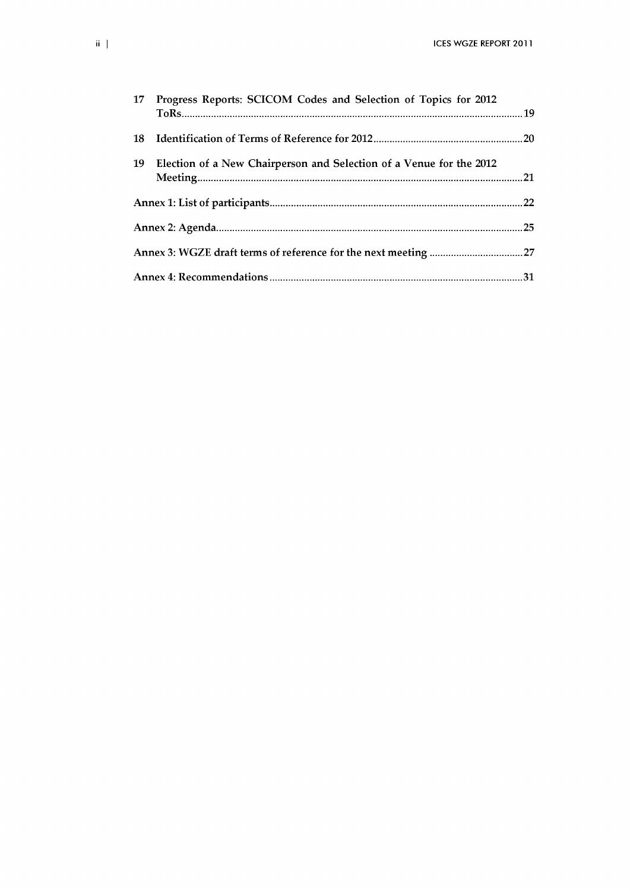17 Progress Reports: SCICOM Codes and Selection of Topics for 2012 ToRs ..... 19

18 Identification of Terms of Reference for 2012 ..... 20

19 Election of a New Chairperson and Selection of a Venue for the 2012 Meeting ..... 21

Annex 1: List of participants ..... 22

Annex 2: Agenda ..... 25

Annex 3: WGZE draft terms of reference for the next meeting ..... 27

Annex 4: Recommendations ..... 31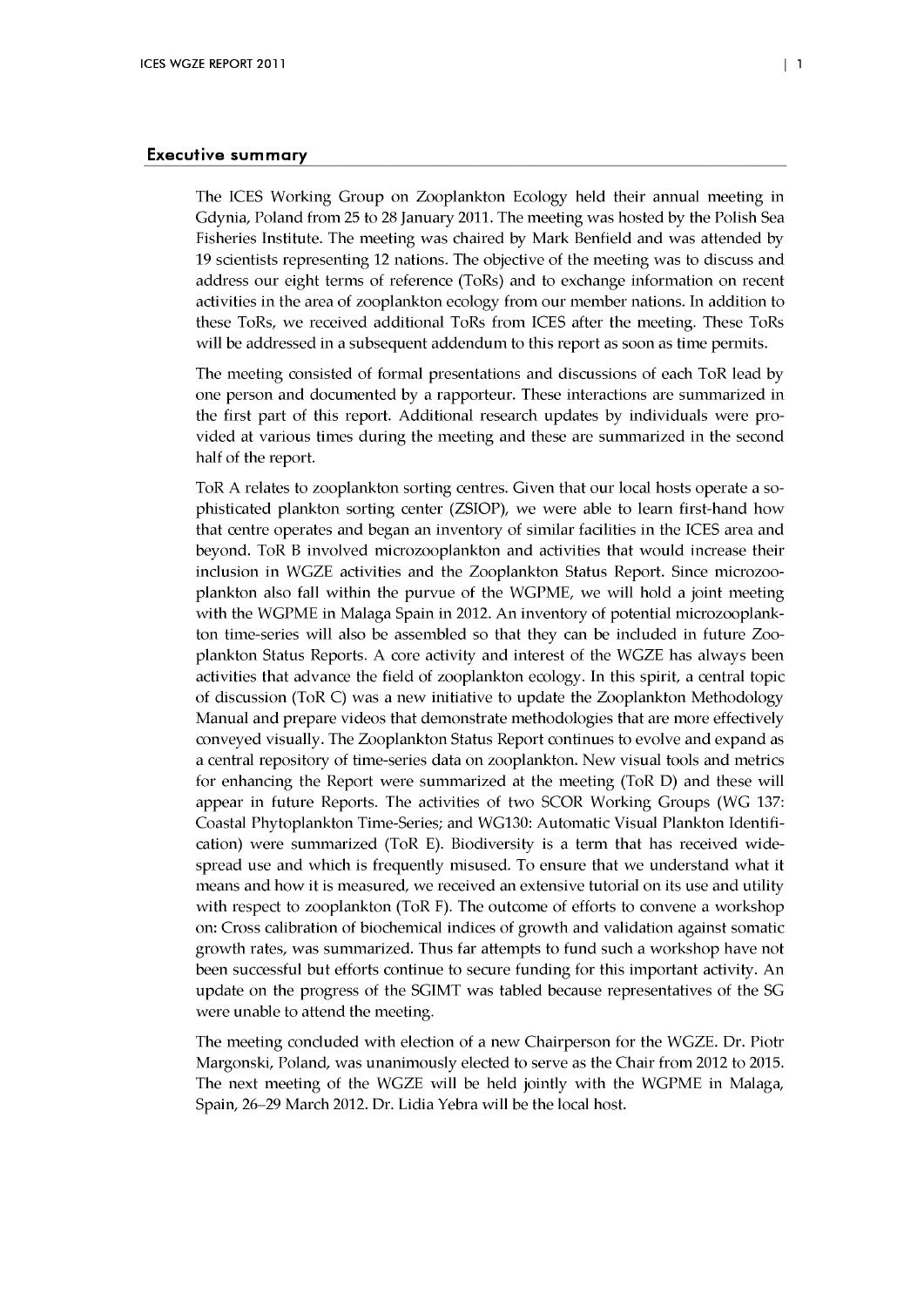## Executive summary

The ICES Working Group on Zooplankton Ecology held their annual meeting in Gdynia, Poland from 25 to 28 January 2011. The meeting was hosted by the Polish Sea Fisheries Institute. The meeting was chaired by Mark Benfield and was attended by 19 scientists representing 12 nations. The objective of the meeting was to discuss and address our eight terms of reference (ToRs) and to exchange information on recent activities in the area of zooplankton ecology from our member nations. In addition to these ToRs, we received additional ToRs from ICES after the meeting. These ToRs will be addressed in a subsequent addendum to this report as soon as time permits.

The meeting consisted of formal presentations and discussions of each ToR lead by one person and documented by a rapporteur. These interactions are summarized in the first part of this report. Additional research updates by individuals were provided at various times during the meeting and these are summarized in the second half of the report.

ToR A relates to zooplankton sorting centres. Given that our local hosts operate a sophisticated plankton sorting center (ZSIOP), we were able to learn first-hand how that centre operates and began an inventory of similar facilities in the ICES area and beyond. ToR B involved microzooplankton and activities that would increase their inclusion in WGZE activities and the Zooplankton Status Report. Since microzooplankton also fall within the purvue of the WGPME, we will hold a joint meeting with the WGPME in Malaga Spain in 2012. An inventory of potential microzooplankton time-series will also be assembled so that they can be included in future Zooplankton Status Reports. A core activity and interest of the WGZE has always been activities that advance the field of zooplankton ecology. In this spirit, a central topic of discussion (ToR C) was a new initiative to update the Zooplankton Methodology Manual and prepare videos that demonstrate methodologies that are more effectively conveyed visually. The Zooplankton Status Report continues to evolve and expand as a central repository of time-series data on zooplankton. New visual tools and metrics for enhancing the Report were summarized at the meeting (ToR D) and these will appear in future Reports. The activities of two SCOR Working Groups (WG 137: Coastal Phytoplankton Time-Series; and WG130: Automatic Visual Plankton Identification) were summarized (ToR E). Biodiversity is a term that has received widespread use and which is frequently misused. To ensure that we understand what it means and how it is measured, we received an extensive tutorial on its use and utility with respect to zooplankton (ToR F). The outcome of efforts to convene a workshop on: Cross calibration of biochemical indices of growth and validation against somatic growth rates, was summarized. Thus far attempts to fund such a workshop have not been successful but efforts continue to secure funding for this important activity. An update on the progress of the SGIMT was tabled because representatives of the SG were unable to attend the meeting.

The meeting concluded with election of a new Chairperson for the WGZE. Dr. Piotr Margonski, Poland, was unanimously elected to serve as the Chair from 2012 to 2015. The next meeting of the WGZE will be held jointly with the WGPME in Malaga, Spain, 26–29 March 2012. Dr. Lidia Yebra will be the local host.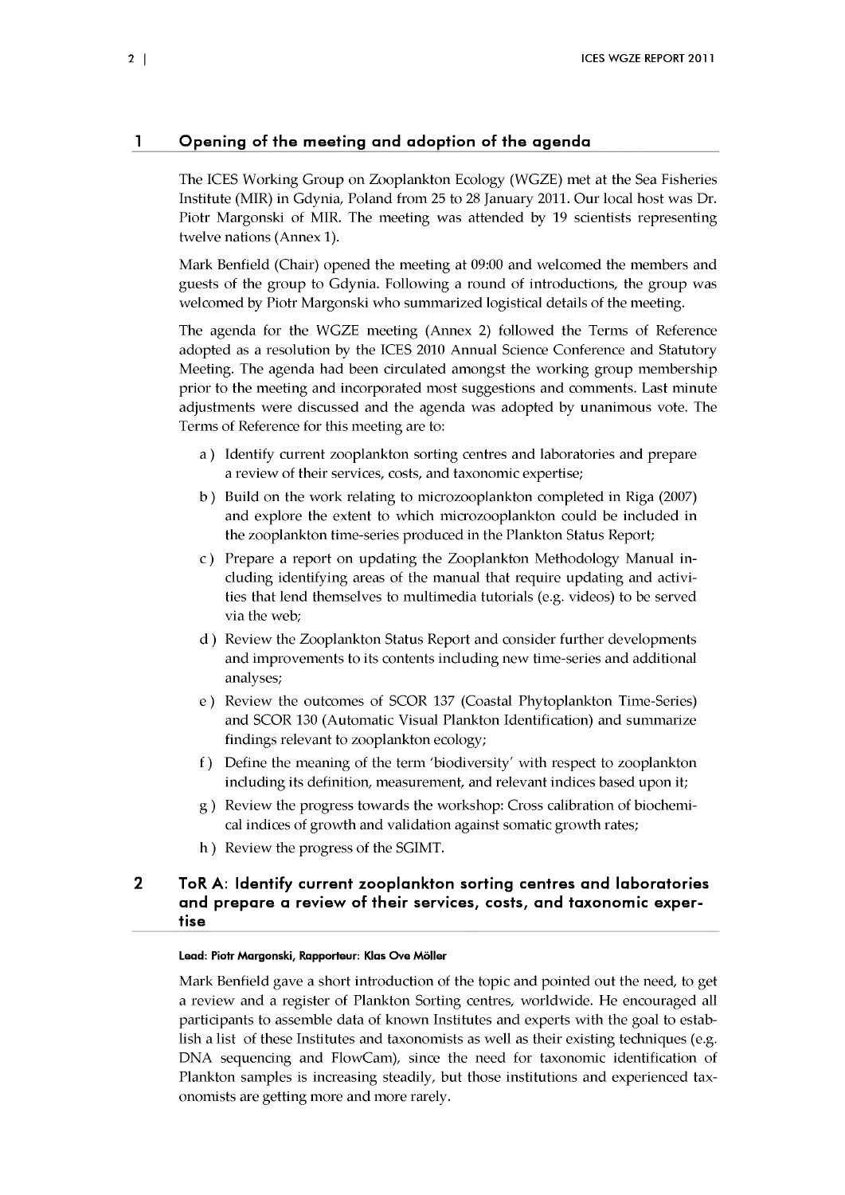# 1 Opening of the meeting and adoption of the agenda

The ICES Working Group on Zooplankton Ecology (WGZE) met at the Sea Fisheries Institute (MIR) in Gdynia, Poland from 25 to 28 January 2011. Our local host was Dr. Piotr Margonski of MIR. The meeting was attended by 19 scientists representing twelve nations (Annex 1).

Mark Benfield (Chair) opened the meeting at 09:00 and welcomed the members and guests of the group to Gdynia. Following a round of introductions, the group was welcomed by Piotr Margonski who summarized logistical details of the meeting.

The agenda for the WGZE meeting (Annex 2) followed the Terms of Reference adopted as a resolution by the ICES 2010 Annual Science Conference and Statutory Meeting. The agenda had been circulated amongst the working group membership prior to the meeting and incorporated most suggestions and comments. Last minute adjustments were discussed and the agenda was adopted by unanimous vote. The Terms of Reference for this meeting are to:

a ) Identify current zooplankton sorting centres and laboratories and prepare a review of their services, costs, and taxonomic expertise;

b ) Build on the work relating to microzooplankton completed in Riga (2007) and explore the extent to which microzooplankton could be included in the zooplankton time-series produced in the Plankton Status Report;

c ) Prepare a report on updating the Zooplankton Methodology Manual including identifying areas of the manual that require updating and activities that lend themselves to multimedia tutorials (e.g. videos) to be served via the web;

d ) Review the Zooplankton Status Report and consider further developments and improvements to its contents including new time-series and additional analyses;

e ) Review the outcomes of SCOR 137 (Coastal Phytoplankton Time-Series) and SCOR 130 (Automatic Visual Plankton Identification) and summarize findings relevant to zooplankton ecology;

f ) Define the meaning of the term 'biodiversity' with respect to zooplankton including its definition, measurement, and relevant indices based upon it;

g ) Review the progress towards the workshop: Cross calibration of biochemical indices of growth and validation against somatic growth rates;

h ) Review the progress of the SGIMT.

# 2 ToR A: Identify current zooplankton sorting centres and laboratories and prepare a review of their services, costs, and taxonomic expertise

**Lead: Piotr Margonski, Rapporteur: Klas Ove Möller**

Mark Benfield gave a short introduction of the topic and pointed out the need, to get a review and a register of Plankton Sorting centres, worldwide. He encouraged all participants to assemble data of known Institutes and experts with the goal to establish a list of these Institutes and taxonomists as well as their existing techniques (e.g. DNA sequencing and FlowCam), since the need for taxonomic identification of Plankton samples is increasing steadily, but those institutions and experienced taxonomists are getting more and more rarely.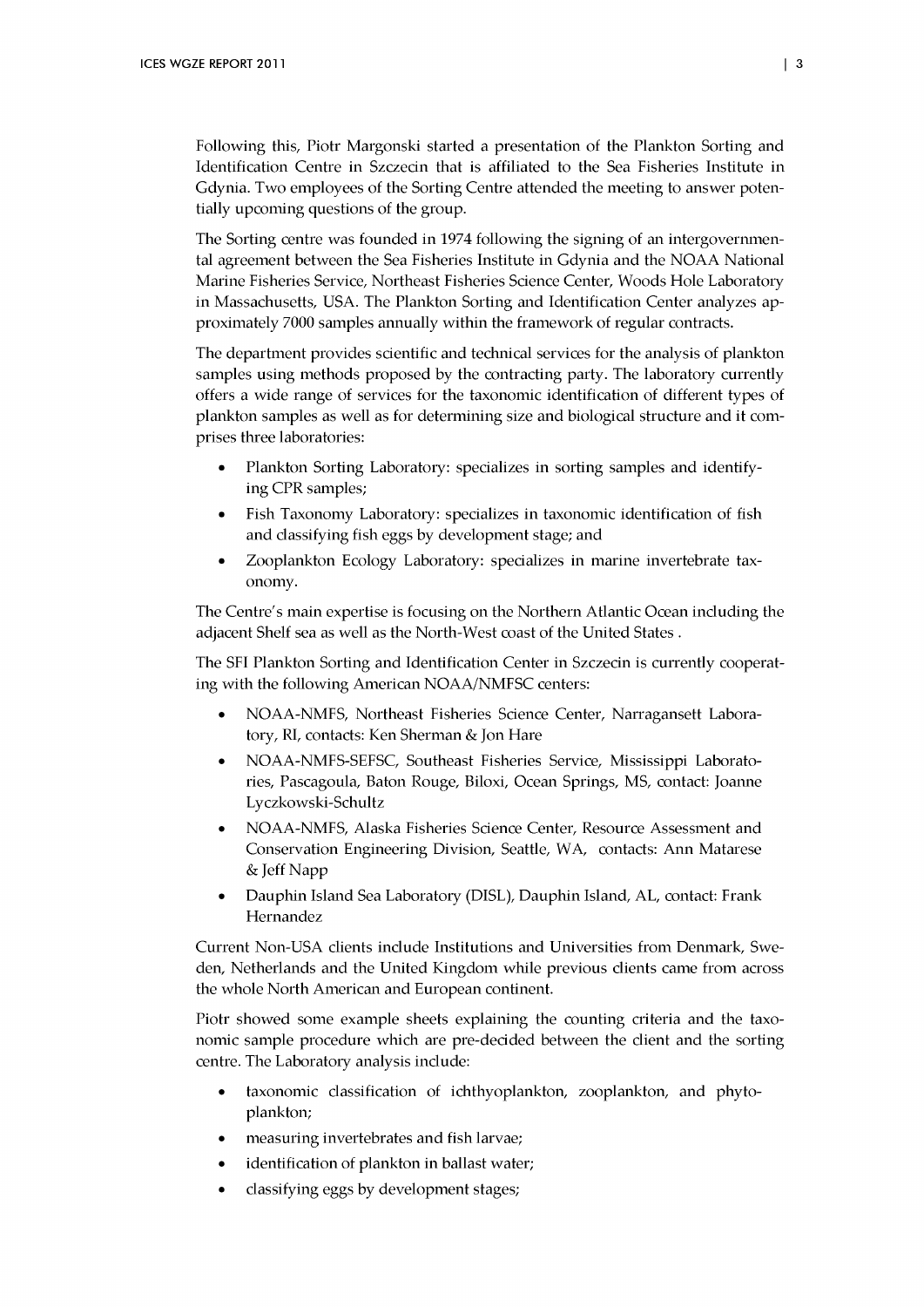Following this, Piotr Margonski started a presentation of the Plankton Sorting and Identification Centre in Szczecin that is affiliated to the Sea Fisheries Institute in Gdynia. Two employees of the Sorting Centre attended the meeting to answer potentially upcoming questions of the group.

The Sorting centre was founded in 1974 following the signing of an intergovernmental agreement between the Sea Fisheries Institute in Gdynia and the NOAA National Marine Fisheries Service, Northeast Fisheries Science Center, Woods Hole Laboratory in Massachusetts, USA. The Plankton Sorting and Identification Center analyzes approximately 7000 samples annually within the framework of regular contracts.

The department provides scientific and technical services for the analysis of plankton samples using methods proposed by the contracting party. The laboratory currently offers a wide range of services for the taxonomic identification of different types of plankton samples as well as for determining size and biological structure and it comprises three laboratories:

- Plankton Sorting Laboratory: specializes in sorting samples and identifying CPR samples;
- Fish Taxonomy Laboratory: specializes in taxonomic identification of fish and classifying fish eggs by development stage; and
- Zooplankton Ecology Laboratory: specializes in marine invertebrate taxonomy.

The Centre's main expertise is focusing on the Northern Atlantic Ocean including the adjacent Shelf sea as well as the North-West coast of the United States .

The SFI Plankton Sorting and Identification Center in Szczecin is currently cooperating with the following American NOAA/NMFSC centers:

- NOAA-NMFS, Northeast Fisheries Science Center, Narragansett Laboratory, RI, contacts: Ken Sherman & Jon Hare
- NOAA-NMFS-SEFSC, Southeast Fisheries Service, Mississippi Laboratories, Pascagoula, Baton Rouge, Biloxi, Ocean Springs, MS, contact: Joanne Lyczkowski-Schultz
- NOAA-NMFS, Alaska Fisheries Science Center, Resource Assessment and Conservation Engineering Division, Seattle, WA, contacts: Ann Matarese & Jeff Napp
- Dauphin Island Sea Laboratory (DISL), Dauphin Island, AL, contact: Frank Hernandez

Current Non-USA clients include Institutions and Universities from Denmark, Sweden, Netherlands and the United Kingdom while previous clients came from across the whole North American and European continent.

Piotr showed some example sheets explaining the counting criteria and the taxonomic sample procedure which are pre-decided between the client and the sorting centre. The Laboratory analysis include:

- taxonomic classification of ichthyoplankton, zooplankton, and phytoplankton;
- measuring invertebrates and fish larvae;
- identification of plankton in ballast water;
- classifying eggs by development stages;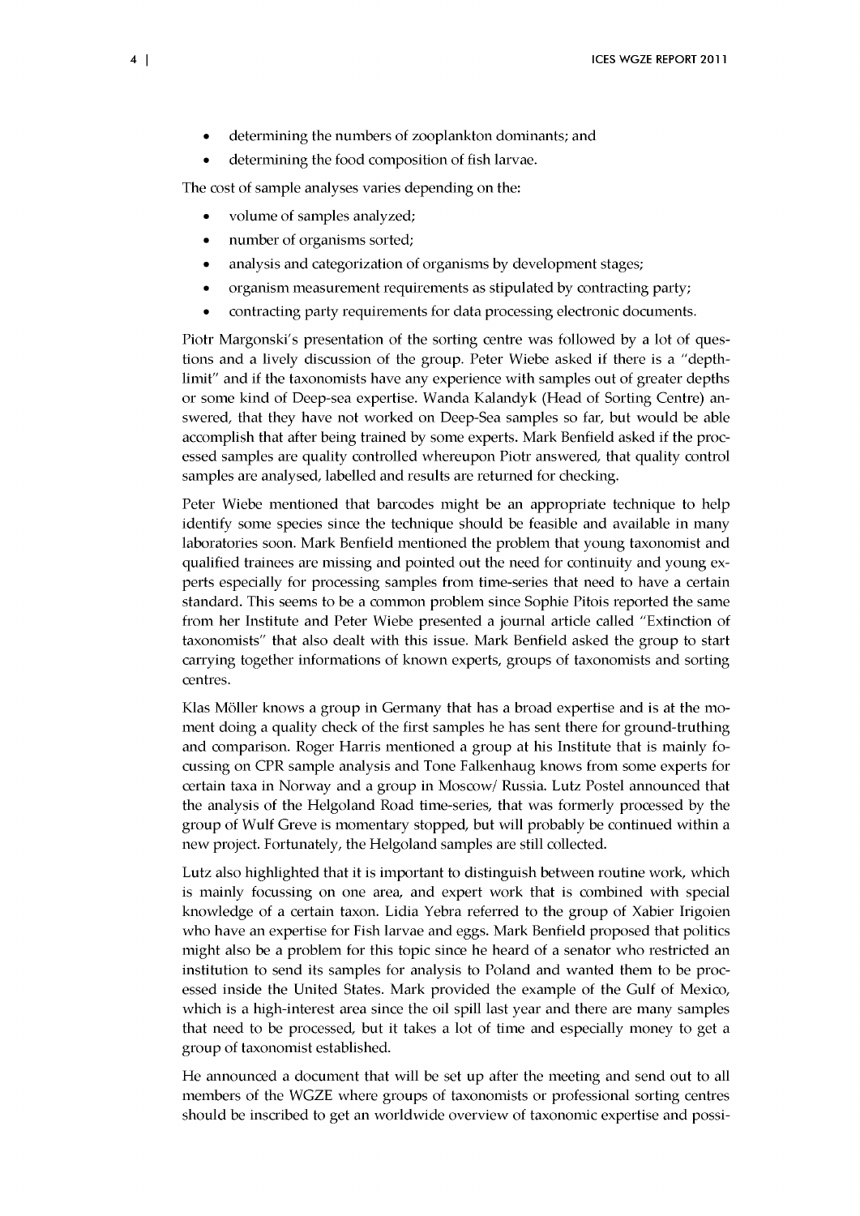- determining the numbers of zooplankton dominants; and
- determining the food composition of fish larvae.

The cost of sample analyses varies depending on the:

- volume of samples analyzed;
- number of organisms sorted;
- analysis and categorization of organisms by development stages;
- organism measurement requirements as stipulated by contracting party;
- contracting party requirements for data processing electronic documents.

Piotr Margonski's presentation of the sorting centre was followed by a lot of questions and a lively discussion of the group. Peter Wiebe asked if there is a "depth-limit" and if the taxonomists have any experience with samples out of greater depths or some kind of Deep-sea expertise. Wanda Kalandyk (Head of Sorting Centre) answered, that they have not worked on Deep-Sea samples so far, but would be able accomplish that after being trained by some experts. Mark Benfield asked if the processed samples are quality controlled whereupon Piotr answered, that quality control samples are analysed, labelled and results are returned for checking.

Peter Wiebe mentioned that barcodes might be an appropriate technique to help identify some species since the technique should be feasible and available in many laboratories soon. Mark Benfield mentioned the problem that young taxonomist and qualified trainees are missing and pointed out the need for continuity and young experts especially for processing samples from time-series that need to have a certain standard. This seems to be a common problem since Sophie Pitois reported the same from her Institute and Peter Wiebe presented a journal article called "Extinction of taxonomists" that also dealt with this issue. Mark Benfield asked the group to start carrying together informations of known experts, groups of taxonomists and sorting centres.

Klas Möller knows a group in Germany that has a broad expertise and is at the moment doing a quality check of the first samples he has sent there for ground-truthing and comparison. Roger Harris mentioned a group at his Institute that is mainly focussing on CPR sample analysis and Tone Falkenhaug knows from some experts for certain taxa in Norway and a group in Moscow/ Russia. Lutz Postel announced that the analysis of the Helgoland Road time-series, that was formerly processed by the group of Wulf Greve is momentary stopped, but will probably be continued within a new project. Fortunately, the Helgoland samples are still collected.

Lutz also highlighted that it is important to distinguish between routine work, which is mainly focussing on one area, and expert work that is combined with special knowledge of a certain taxon. Lidia Yebra referred to the group of Xabier Irigoien who have an expertise for Fish larvae and eggs. Mark Benfield proposed that politics might also be a problem for this topic since he heard of a senator who restricted an institution to send its samples for analysis to Poland and wanted them to be processed inside the United States. Mark provided the example of the Gulf of Mexico, which is a high-interest area since the oil spill last year and there are many samples that need to be processed, but it takes a lot of time and especially money to get a group of taxonomist established.

He announced a document that will be set up after the meeting and send out to all members of the WGZE where groups of taxonomists or professional sorting centres should be inscribed to get an worldwide overview of taxonomic expertise and possi-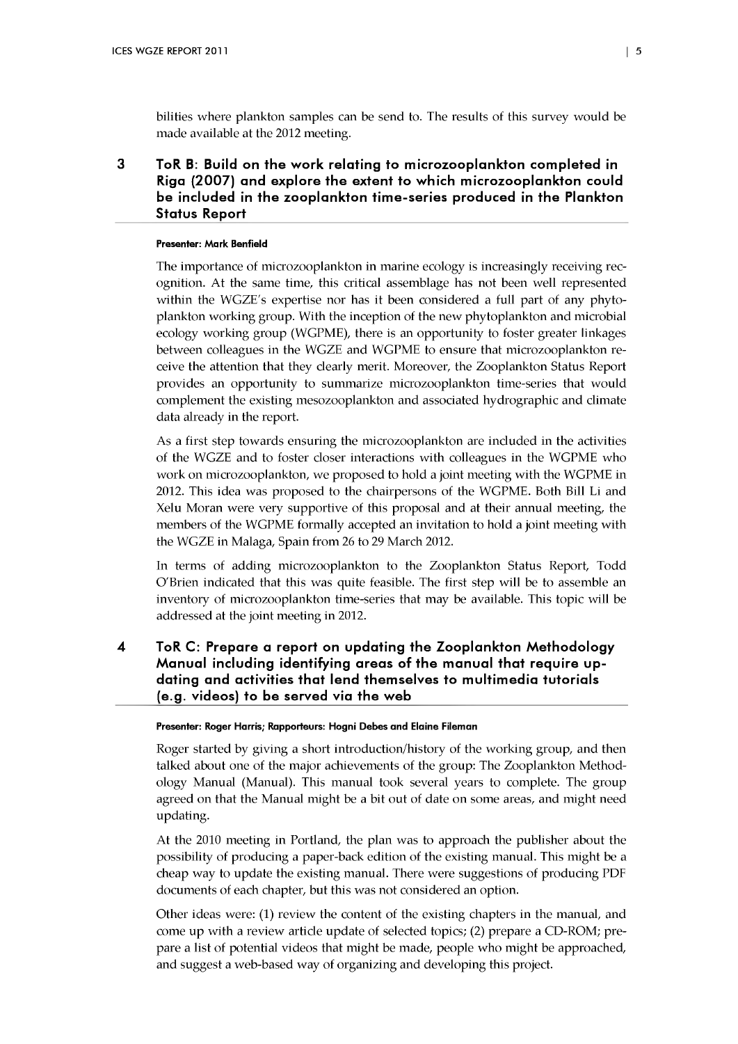bilities where plankton samples can be send to. The results of this survey would be made available at the 2012 meeting.

# 3 ToR B: Build on the work relating to microzooplankton completed in Riga (2007) and explore the extent to which microzooplankton could be included in the zooplankton time-series produced in the Plankton Status Report

**Presenter: Mark Benfield**

The importance of microzooplankton in marine ecology is increasingly receiving recognition. At the same time, this critical assemblage has not been well represented within the WGZE's expertise nor has it been considered a full part of any phytoplankton working group. With the inception of the new phytoplankton and microbial ecology working group (WGPME), there is an opportunity to foster greater linkages between colleagues in the WGZE and WGPME to ensure that microzooplankton receive the attention that they clearly merit. Moreover, the Zooplankton Status Report provides an opportunity to summarize microzooplankton time-series that would complement the existing mesozooplankton and associated hydrographic and climate data already in the report.

As a first step towards ensuring the microzooplankton are included in the activities of the WGZE and to foster closer interactions with colleagues in the WGPME who work on microzooplankton, we proposed to hold a joint meeting with the WGPME in 2012. This idea was proposed to the chairpersons of the WGPME. Both Bill Li and Xelu Moran were very supportive of this proposal and at their annual meeting, the members of the WGPME formally accepted an invitation to hold a joint meeting with the WGZE in Malaga, Spain from 26 to 29 March 2012.

In terms of adding microzooplankton to the Zooplankton Status Report, Todd O'Brien indicated that this was quite feasible. The first step will be to assemble an inventory of microzooplankton time-series that may be available. This topic will be addressed at the joint meeting in 2012.

# 4 ToR C: Prepare a report on updating the Zooplankton Methodology Manual including identifying areas of the manual that require updating and activities that lend themselves to multimedia tutorials (e.g. videos) to be served via the web

**Presenter: Roger Harris; Rapporteurs: Hogni Debes and Elaine Fileman**

Roger started by giving a short introduction/history of the working group, and then talked about one of the major achievements of the group: The Zooplankton Methodology Manual (Manual). This manual took several years to complete. The group agreed on that the Manual might be a bit out of date on some areas, and might need updating.

At the 2010 meeting in Portland, the plan was to approach the publisher about the possibility of producing a paper-back edition of the existing manual. This might be a cheap way to update the existing manual. There were suggestions of producing PDF documents of each chapter, but this was not considered an option.

Other ideas were: (1) review the content of the existing chapters in the manual, and come up with a review article update of selected topics; (2) prepare a CD-ROM; prepare a list of potential videos that might be made, people who might be approached, and suggest a web-based way of organizing and developing this project.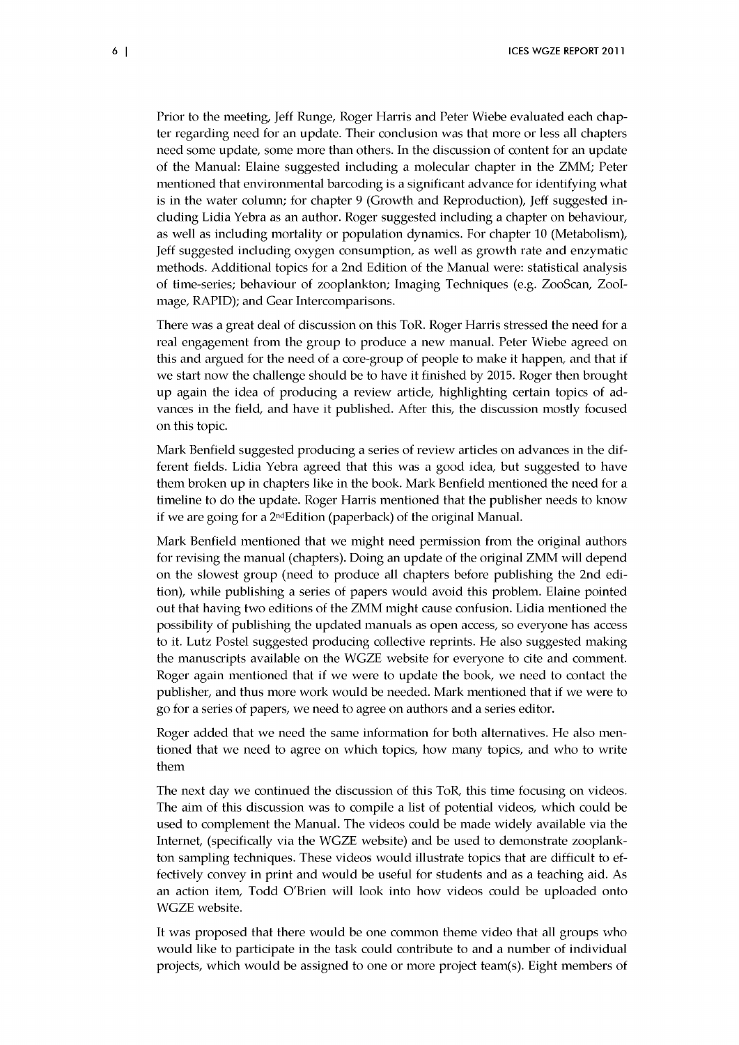Prior to the meeting, Jeff Runge, Roger Harris and Peter Wiebe evaluated each chapter regarding need for an update. Their conclusion was that more or less all chapters need some update, some more than others. In the discussion of content for an update of the Manual: Elaine suggested including a molecular chapter in the ZMM; Peter mentioned that environmental barcoding is a significant advance for identifying what is in the water column; for chapter 9 (Growth and Reproduction), Jeff suggested including Lidia Yebra as an author. Roger suggested including a chapter on behaviour, as well as including mortality or population dynamics. For chapter 10 (Metabolism), Jeff suggested including oxygen consumption, as well as growth rate and enzymatic methods. Additional topics for a 2nd Edition of the Manual were: statistical analysis of time-series; behaviour of zooplankton; Imaging Techniques (e.g. ZooScan, ZooImage, RAPID); and Gear Intercomparisons.

There was a great deal of discussion on this ToR. Roger Harris stressed the need for a real engagement from the group to produce a new manual. Peter Wiebe agreed on this and argued for the need of a core-group of people to make it happen, and that if we start now the challenge should be to have it finished by 2015. Roger then brought up again the idea of producing a review article, highlighting certain topics of advances in the field, and have it published. After this, the discussion mostly focused on this topic.

Mark Benfield suggested producing a series of review articles on advances in the different fields. Lidia Yebra agreed that this was a good idea, but suggested to have them broken up in chapters like in the book. Mark Benfield mentioned the need for a timeline to do the update. Roger Harris mentioned that the publisher needs to know if we are going for a 2nd Edition (paperback) of the original Manual.

Mark Benfield mentioned that we might need permission from the original authors for revising the manual (chapters). Doing an update of the original ZMM will depend on the slowest group (need to produce all chapters before publishing the 2nd edition), while publishing a series of papers would avoid this problem. Elaine pointed out that having two editions of the ZMM might cause confusion. Lidia mentioned the possibility of publishing the updated manuals as open access, so everyone has access to it. Lutz Postel suggested producing collective reprints. He also suggested making the manuscripts available on the WGZE website for everyone to cite and comment. Roger again mentioned that if we were to update the book, we need to contact the publisher, and thus more work would be needed. Mark mentioned that if we were to go for a series of papers, we need to agree on authors and a series editor.

Roger added that we need the same information for both alternatives. He also mentioned that we need to agree on which topics, how many topics, and who to write them

The next day we continued the discussion of this ToR, this time focusing on videos. The aim of this discussion was to compile a list of potential videos, which could be used to complement the Manual. The videos could be made widely available via the Internet, (specifically via the WGZE website) and be used to demonstrate zooplankton sampling techniques. These videos would illustrate topics that are difficult to effectively convey in print and would be useful for students and as a teaching aid. As an action item, Todd O'Brien will look into how videos could be uploaded onto WGZE website.

It was proposed that there would be one common theme video that all groups who would like to participate in the task could contribute to and a number of individual projects, which would be assigned to one or more project team(s). Eight members of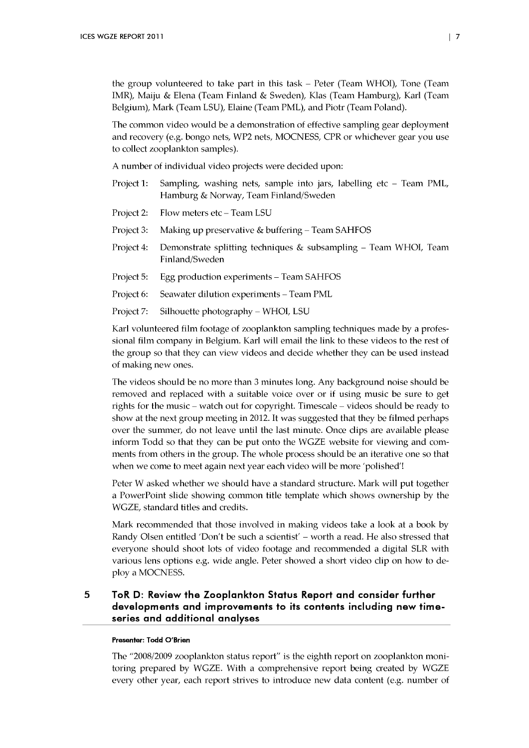the group volunteered to take part in this task – Peter (Team WHOI), Tone (Team IMR), Maiju & Elena (Team Finland & Sweden), Klas (Team Hamburg), Karl (Team Belgium), Mark (Team LSU), Elaine (Team PML), and Piotr (Team Poland).

The common video would be a demonstration of effective sampling gear deployment and recovery (e.g. bongo nets, WP2 nets, MOCNESS, CPR or whichever gear you use to collect zooplankton samples).

A number of individual video projects were decided upon:

- Project 1: Sampling, washing nets, sample into jars, labelling etc – Team PML, Hamburg & Norway, Team Finland/Sweden
- Project 2: Flow meters etc – Team LSU
- Project 3: Making up preservative & buffering – Team SAHFOS
- Project 4: Demonstrate splitting techniques & subsampling – Team WHOI, Team Finland/Sweden
- Project 5: Egg production experiments – Team SAHFOS
- Project 6: Seawater dilution experiments – Team PML
- Project 7: Silhouette photography – WHOI, LSU

Karl volunteered film footage of zooplankton sampling techniques made by a professional film company in Belgium. Karl will email the link to these videos to the rest of the group so that they can view videos and decide whether they can be used instead of making new ones.

The videos should be no more than 3 minutes long. Any background noise should be removed and replaced with a suitable voice over or if using music be sure to get rights for the music – watch out for copyright. Timescale – videos should be ready to show at the next group meeting in 2012. It was suggested that they be filmed perhaps over the summer, do not leave until the last minute. Once clips are available please inform Todd so that they can be put onto the WGZE website for viewing and comments from others in the group. The whole process should be an iterative one so that when we come to meet again next year each video will be more 'polished'!

Peter W asked whether we should have a standard structure. Mark will put together a PowerPoint slide showing common title template which shows ownership by the WGZE, standard titles and credits.

Mark recommended that those involved in making videos take a look at a book by Randy Olsen entitled 'Don't be such a scientist' – worth a read. He also stressed that everyone should shoot lots of video footage and recommended a digital SLR with various lens options e.g. wide angle. Peter showed a short video clip on how to deploy a MOCNESS.

# 5 ToR D: Review the Zooplankton Status Report and consider further developments and improvements to its contents including new time-series and additional analyses

**Presenter: Todd O'Brien**

The "2008/2009 zooplankton status report" is the eighth report on zooplankton monitoring prepared by WGZE. With a comprehensive report being created by WGZE every other year, each report strives to introduce new data content (e.g. number of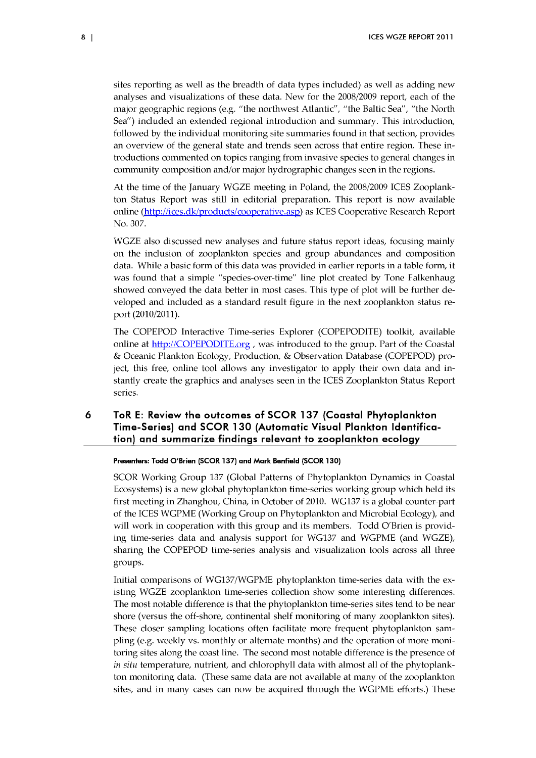sites reporting as well as the breadth of data types included) as well as adding new analyses and visualizations of these data. New for the 2008/2009 report, each of the major geographic regions (e.g. "the northwest Atlantic", "the Baltic Sea", "the North Sea") included an extended regional introduction and summary. This introduction, followed by the individual monitoring site summaries found in that section, provides an overview of the general state and trends seen across that entire region. These introductions commented on topics ranging from invasive species to general changes in community composition and/or major hydrographic changes seen in the regions.

At the time of the January WGZE meeting in Poland, the 2008/2009 ICES Zooplankton Status Report was still in editorial preparation. This report is now available online (http://ices.dk/products/cooperative.asp) as ICES Cooperative Research Report No. 307.

WGZE also discussed new analyses and future status report ideas, focusing mainly on the inclusion of zooplankton species and group abundances and composition data. While a basic form of this data was provided in earlier reports in a table form, it was found that a simple "species-over-time" line plot created by Tone Falkenhaug showed conveyed the data better in most cases. This type of plot will be further developed and included as a standard result figure in the next zooplankton status report (2010/2011).

The COPEPOD Interactive Time-series Explorer (COPEPODITE) toolkit, available online at http://COPEPODITE.org , was introduced to the group. Part of the Coastal & Oceanic Plankton Ecology, Production, & Observation Database (COPEPOD) project, this free, online tool allows any investigator to apply their own data and instantly create the graphics and analyses seen in the ICES Zooplankton Status Report series.

## 6 ToR E: Review the outcomes of SCOR 137 (Coastal Phytoplankton Time-Series) and SCOR 130 (Automatic Visual Plankton Identification) and summarize findings relevant to zooplankton ecology

**Presenters: Todd O'Brien (SCOR 137) and Mark Benfield (SCOR 130)**

SCOR Working Group 137 (Global Patterns of Phytoplankton Dynamics in Coastal Ecosystems) is a new global phytoplankton time-series working group which held its first meeting in Zhanghou, China, in October of 2010. WG137 is a global counter-part of the ICES WGPME (Working Group on Phytoplankton and Microbial Ecology), and will work in cooperation with this group and its members. Todd O'Brien is providing time-series data and analysis support for WG137 and WGPME (and WGZE), sharing the COPEPOD time-series analysis and visualization tools across all three groups.

Initial comparisons of WG137/WGPME phytoplankton time-series data with the existing WGZE zooplankton time-series collection show some interesting differences. The most notable difference is that the phytoplankton time-series sites tend to be near shore (versus the off-shore, continental shelf monitoring of many zooplankton sites). These closer sampling locations often facilitate more frequent phytoplankton sampling (e.g. weekly vs. monthly or alternate months) and the operation of more monitoring sites along the coast line. The second most notable difference is the presence of *in situ* temperature, nutrient, and chlorophyll data with almost all of the phytoplankton monitoring data. (These same data are not available at many of the zooplankton sites, and in many cases can now be acquired through the WGPME efforts.) These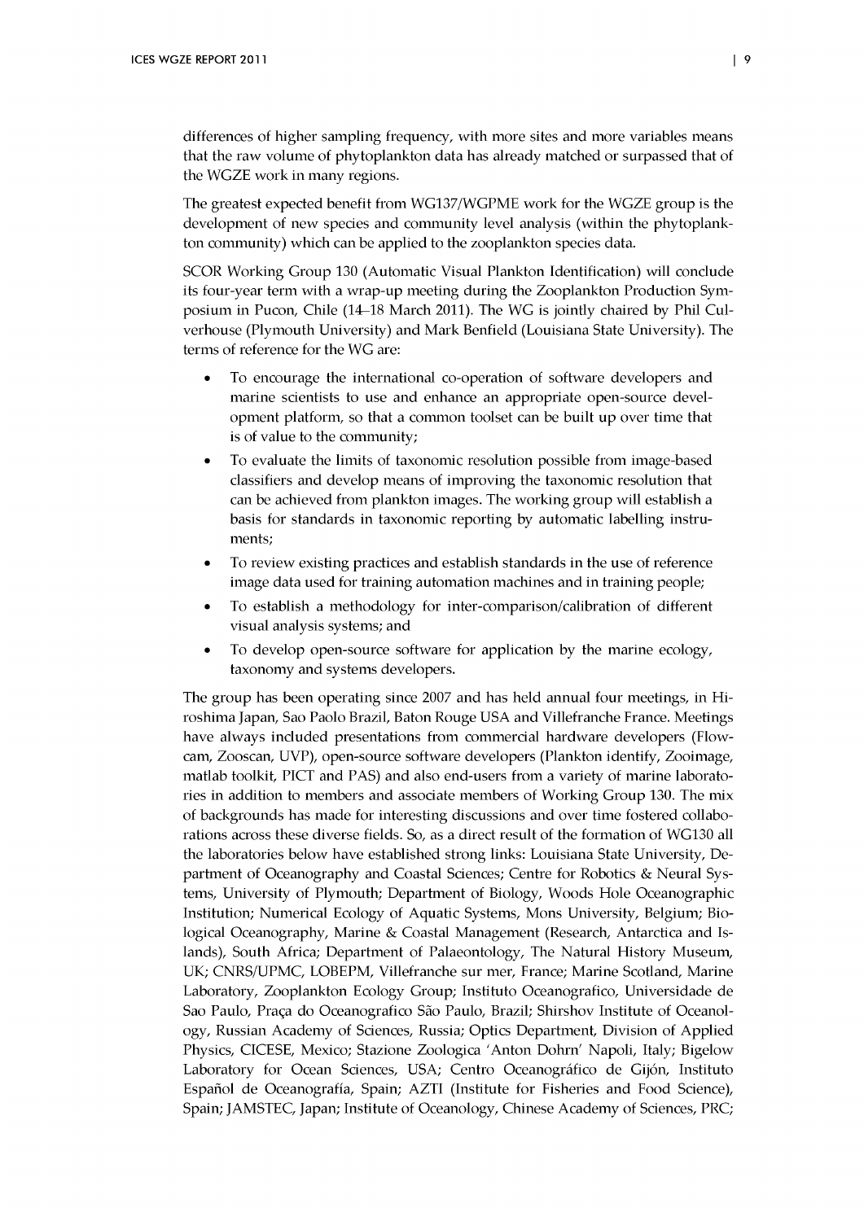differences of higher sampling frequency, with more sites and more variables means that the raw volume of phytoplankton data has already matched or surpassed that of the WGZE work in many regions.

The greatest expected benefit from WG137/WGPME work for the WGZE group is the development of new species and community level analysis (within the phytoplankton community) which can be applied to the zooplankton species data.

SCOR Working Group 130 (Automatic Visual Plankton Identification) will conclude its four-year term with a wrap-up meeting during the Zooplankton Production Symposium in Pucon, Chile (14–18 March 2011). The WG is jointly chaired by Phil Culverhouse (Plymouth University) and Mark Benfield (Louisiana State University). The terms of reference for the WG are:

- To encourage the international co-operation of software developers and marine scientists to use and enhance an appropriate open-source development platform, so that a common toolset can be built up over time that is of value to the community;
- To evaluate the limits of taxonomic resolution possible from image-based classifiers and develop means of improving the taxonomic resolution that can be achieved from plankton images. The working group will establish a basis for standards in taxonomic reporting by automatic labelling instruments;
- To review existing practices and establish standards in the use of reference image data used for training automation machines and in training people;
- To establish a methodology for inter-comparison/calibration of different visual analysis systems; and
- To develop open-source software for application by the marine ecology, taxonomy and systems developers.

The group has been operating since 2007 and has held annual four meetings, in Hiroshima Japan, Sao Paolo Brazil, Baton Rouge USA and Villefranche France. Meetings have always included presentations from commercial hardware developers (Flowcam, Zooscan, UVP), open-source software developers (Plankton identify, Zooimage, matlab toolkit, PICT and PAS) and also end-users from a variety of marine laboratories in addition to members and associate members of Working Group 130. The mix of backgrounds has made for interesting discussions and over time fostered collaborations across these diverse fields. So, as a direct result of the formation of WG130 all the laboratories below have established strong links: Louisiana State University, Department of Oceanography and Coastal Sciences; Centre for Robotics & Neural Systems, University of Plymouth; Department of Biology, Woods Hole Oceanographic Institution; Numerical Ecology of Aquatic Systems, Mons University, Belgium; Biological Oceanography, Marine & Coastal Management (Research, Antarctica and Islands), South Africa; Department of Palaeontology, The Natural History Museum, UK; CNRS/UPMC, LOBEPM, Villefranche sur mer, France; Marine Scotland, Marine Laboratory, Zooplankton Ecology Group; Instituto Oceanografico, Universidade de Sao Paulo, Praça do Oceanografico São Paulo, Brazil; Shirshov Institute of Oceanology, Russian Academy of Sciences, Russia; Optics Department, Division of Applied Physics, CICESE, Mexico; Stazione Zoologica 'Anton Dohrn' Napoli, Italy; Bigelow Laboratory for Ocean Sciences, USA; Centro Oceanográfico de Gijón, Instituto Español de Oceanografía, Spain; AZTI (Institute for Fisheries and Food Science), Spain; JAMSTEC, Japan; Institute of Oceanology, Chinese Academy of Sciences, PRC;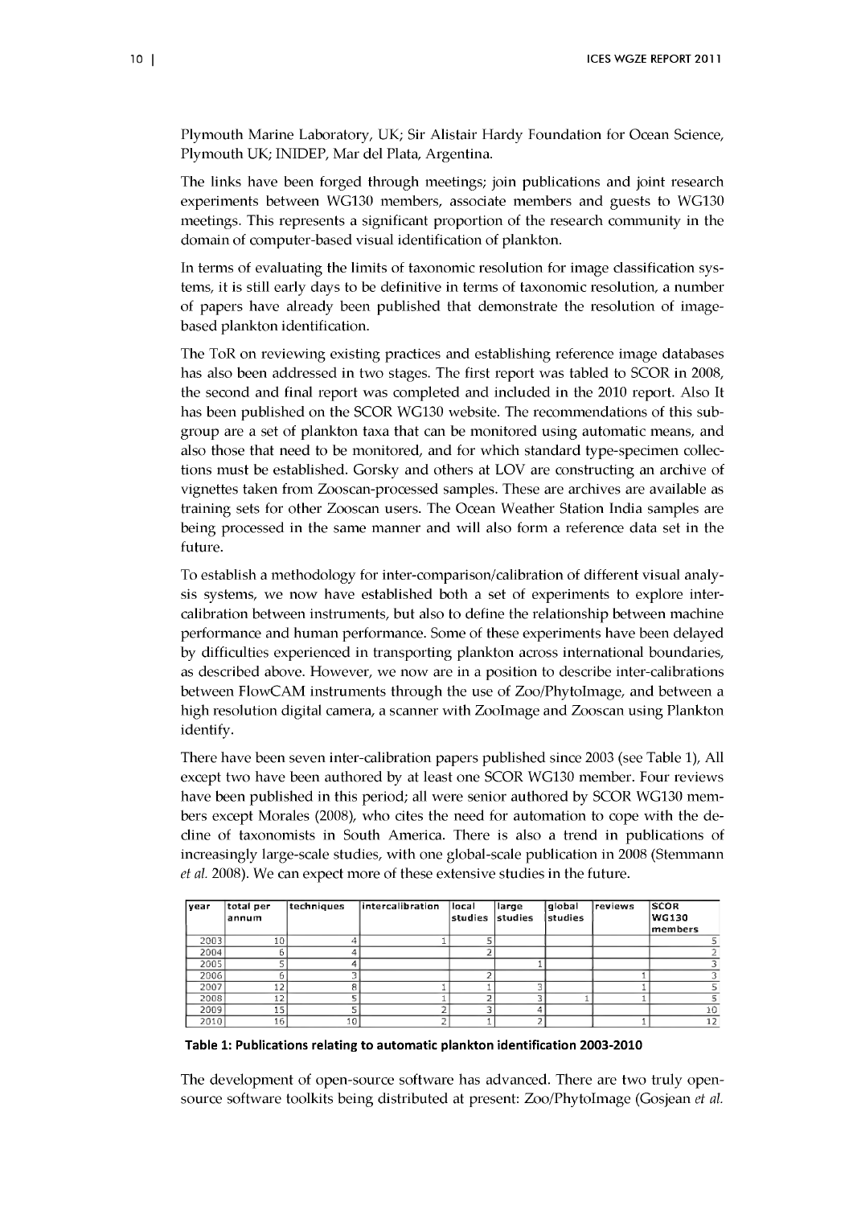Plymouth Marine Laboratory, UK; Sir Alistair Hardy Foundation for Ocean Science, Plymouth UK; INIDEP, Mar del Plata, Argentina.

The links have been forged through meetings; join publications and joint research experiments between WG130 members, associate members and guests to WG130 meetings. This represents a significant proportion of the research community in the domain of computer-based visual identification of plankton.

In terms of evaluating the limits of taxonomic resolution for image classification systems, it is still early days to be definitive in terms of taxonomic resolution, a number of papers have already been published that demonstrate the resolution of image-based plankton identification.

The ToR on reviewing existing practices and establishing reference image databases has also been addressed in two stages. The first report was tabled to SCOR in 2008, the second and final report was completed and included in the 2010 report. Also It has been published on the SCOR WG130 website. The recommendations of this subgroup are a set of plankton taxa that can be monitored using automatic means, and also those that need to be monitored, and for which standard type-specimen collections must be established. Gorsky and others at LOV are constructing an archive of vignettes taken from Zooscan-processed samples. These are archives are available as training sets for other Zooscan users. The Ocean Weather Station India samples are being processed in the same manner and will also form a reference data set in the future.

To establish a methodology for inter-comparison/calibration of different visual analysis systems, we now have established both a set of experiments to explore inter-calibration between instruments, but also to define the relationship between machine performance and human performance. Some of these experiments have been delayed by difficulties experienced in transporting plankton across international boundaries, as described above. However, we now are in a position to describe inter-calibrations between FlowCAM instruments through the use of Zoo/PhytoImage, and between a high resolution digital camera, a scanner with ZooImage and Zooscan using Plankton identify.

There have been seven inter-calibration papers published since 2003 (see Table 1), All except two have been authored by at least one SCOR WG130 member. Four reviews have been published in this period; all were senior authored by SCOR WG130 members except Morales (2008), who cites the need for automation to cope with the decline of taxonomists in South America. There is also a trend in publications of increasingly large-scale studies, with one global-scale publication in 2008 (Stemmann *et al.* 2008). We can expect more of these extensive studies in the future.

| year | total per annum | techniques | intercalibration | local studies | large studies | global studies | reviews | SCOR WG130 members |
|---|---|---|---|---|---|---|---|---|
| 2003 | 10 | 4 | 1 | 5 | | | | 5 |
| 2004 | 6 | 4 | | 2 | | | | 2 |
| 2005 | 5 | 4 | | | 1 | | | 3 |
| 2006 | 6 | 3 | | 2 | | | 1 | 3 |
| 2007 | 12 | 8 | 1 | 1 | 3 | | 1 | 5 |
| 2008 | 12 | 5 | 1 | 2 | 3 | 1 | 1 | 5 |
| 2009 | 15 | 5 | 2 | 3 | 4 | | | 10 |
| 2010 | 16 | 10 | 2 | 1 | 2 | | 1 | 12 |

**Table 1: Publications relating to automatic plankton identification 2003-2010**

The development of open-source software has advanced. There are two truly open-source software toolkits being distributed at present: Zoo/PhytoImage (Gosjean *et al.*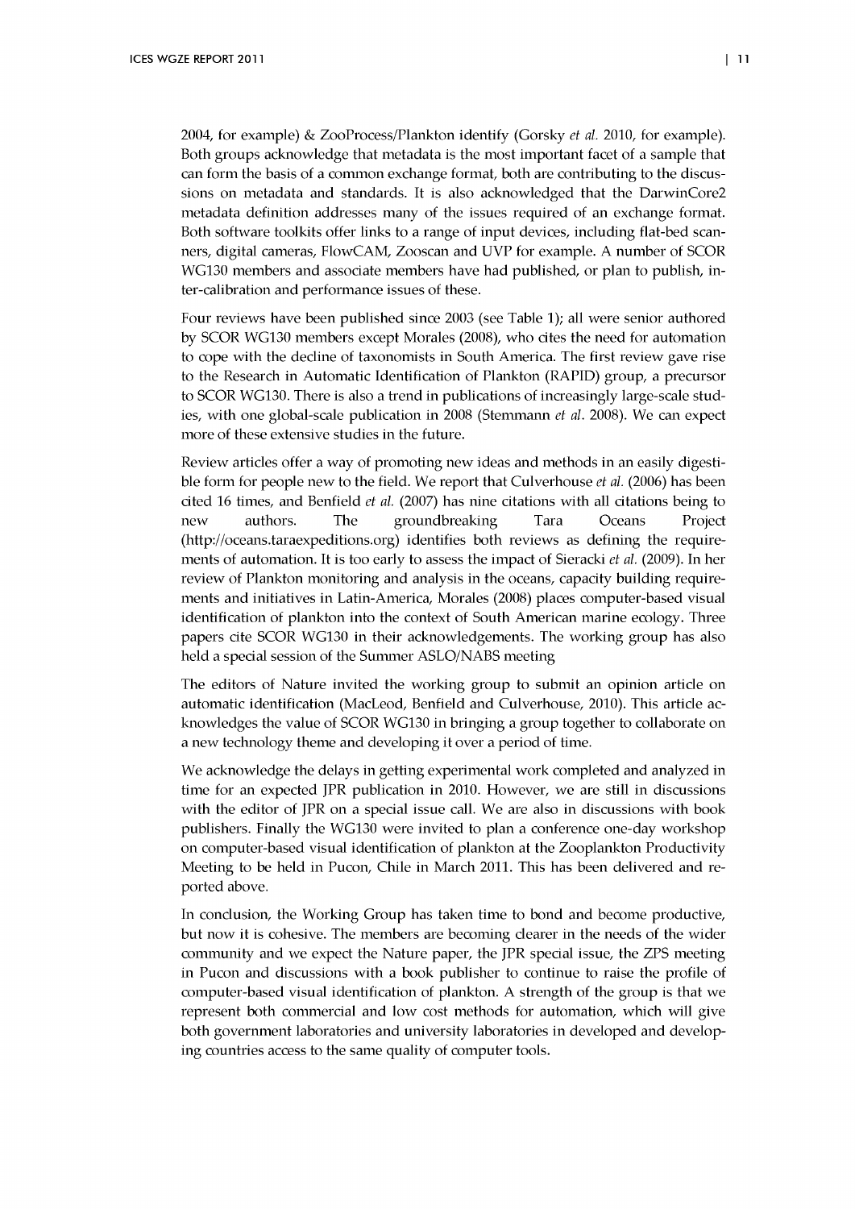2004, for example) & ZooProcess/Plankton identify (Gorsky *et al.* 2010, for example). Both groups acknowledge that metadata is the most important facet of a sample that can form the basis of a common exchange format, both are contributing to the discussions on metadata and standards. It is also acknowledged that the DarwinCore2 metadata definition addresses many of the issues required of an exchange format. Both software toolkits offer links to a range of input devices, including flat-bed scanners, digital cameras, FlowCAM, Zooscan and UVP for example. A number of SCOR WG130 members and associate members have had published, or plan to publish, inter-calibration and performance issues of these.

Four reviews have been published since 2003 (see Table 1); all were senior authored by SCOR WG130 members except Morales (2008), who cites the need for automation to cope with the decline of taxonomists in South America. The first review gave rise to the Research in Automatic Identification of Plankton (RAPID) group, a precursor to SCOR WG130. There is also a trend in publications of increasingly large-scale studies, with one global-scale publication in 2008 (Stemmann *et al.* 2008). We can expect more of these extensive studies in the future.

Review articles offer a way of promoting new ideas and methods in an easily digestible form for people new to the field. We report that Culverhouse *et al.* (2006) has been cited 16 times, and Benfield *et al.* (2007) has nine citations with all citations being to new authors. The groundbreaking Tara Oceans Project (http://oceans.taraexpeditions.org) identifies both reviews as defining the requirements of automation. It is too early to assess the impact of Sieracki *et al.* (2009). In her review of Plankton monitoring and analysis in the oceans, capacity building requirements and initiatives in Latin-America, Morales (2008) places computer-based visual identification of plankton into the context of South American marine ecology. Three papers cite SCOR WG130 in their acknowledgements. The working group has also held a special session of the Summer ASLO/NABS meeting

The editors of Nature invited the working group to submit an opinion article on automatic identification (MacLeod, Benfield and Culverhouse, 2010). This article acknowledges the value of SCOR WG130 in bringing a group together to collaborate on a new technology theme and developing it over a period of time.

We acknowledge the delays in getting experimental work completed and analyzed in time for an expected JPR publication in 2010. However, we are still in discussions with the editor of JPR on a special issue call. We are also in discussions with book publishers. Finally the WG130 were invited to plan a conference one-day workshop on computer-based visual identification of plankton at the Zooplankton Productivity Meeting to be held in Pucon, Chile in March 2011. This has been delivered and reported above.

In conclusion, the Working Group has taken time to bond and become productive, but now it is cohesive. The members are becoming clearer in the needs of the wider community and we expect the Nature paper, the JPR special issue, the ZPS meeting in Pucon and discussions with a book publisher to continue to raise the profile of computer-based visual identification of plankton. A strength of the group is that we represent both commercial and low cost methods for automation, which will give both government laboratories and university laboratories in developed and developing countries access to the same quality of computer tools.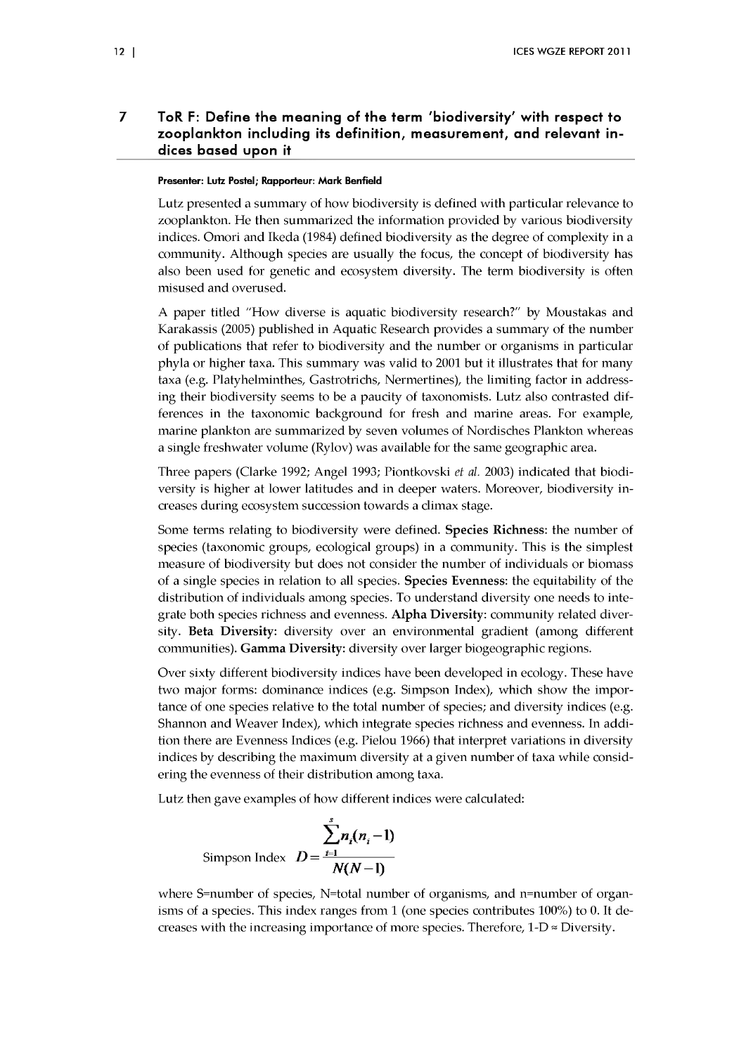# 7 ToR F: Define the meaning of the term 'biodiversity' with respect to zooplankton including its definition, measurement, and relevant indices based upon it

**Presenter: Lutz Postel; Rapporteur: Mark Benfield**

Lutz presented a summary of how biodiversity is defined with particular relevance to zooplankton. He then summarized the information provided by various biodiversity indices. Omori and Ikeda (1984) defined biodiversity as the degree of complexity in a community. Although species are usually the focus, the concept of biodiversity has also been used for genetic and ecosystem diversity. The term biodiversity is often misused and overused.

A paper titled "How diverse is aquatic biodiversity research?" by Moustakas and Karakassis (2005) published in Aquatic Research provides a summary of the number of publications that refer to biodiversity and the number or organisms in particular phyla or higher taxa. This summary was valid to 2001 but it illustrates that for many taxa (e.g. Platyhelminthes, Gastrotrichs, Nermertines), the limiting factor in addressing their biodiversity seems to be a paucity of taxonomists. Lutz also contrasted differences in the taxonomic background for fresh and marine areas. For example, marine plankton are summarized by seven volumes of Nordisches Plankton whereas a single freshwater volume (Rylov) was available for the same geographic area.

Three papers (Clarke 1992; Angel 1993; Piontkovski *et al.* 2003) indicated that biodiversity is higher at lower latitudes and in deeper waters. Moreover, biodiversity increases during ecosystem succession towards a climax stage.

Some terms relating to biodiversity were defined. **Species Richness**: the number of species (taxonomic groups, ecological groups) in a community. This is the simplest measure of biodiversity but does not consider the number of individuals or biomass of a single species in relation to all species. **Species Evenness**: the equitability of the distribution of individuals among species. To understand diversity one needs to integrate both species richness and evenness. **Alpha Diversity**: community related diversity. **Beta Diversity**: diversity over an environmental gradient (among different communities). **Gamma Diversity**: diversity over larger biogeographic regions.

Over sixty different biodiversity indices have been developed in ecology. These have two major forms: dominance indices (e.g. Simpson Index), which show the importance of one species relative to the total number of species; and diversity indices (e.g. Shannon and Weaver Index), which integrate species richness and evenness. In addition there are Evenness Indices (e.g. Pielou 1966) that interpret variations in diversity indices by describing the maximum diversity at a given number of taxa while considering the evenness of their distribution among taxa.

Lutz then gave examples of how different indices were calculated:

$$\text{Simpson Index} \quad D = \frac{\sum_{i=1}^{s} n_i(n_i - 1)}{N(N-1)}$$

where S=number of species, N=total number of organisms, and n=number of organisms of a species. This index ranges from 1 (one species contributes 100%) to 0. It decreases with the increasing importance of more species. Therefore, $1\text{-D} \approx$ Diversity.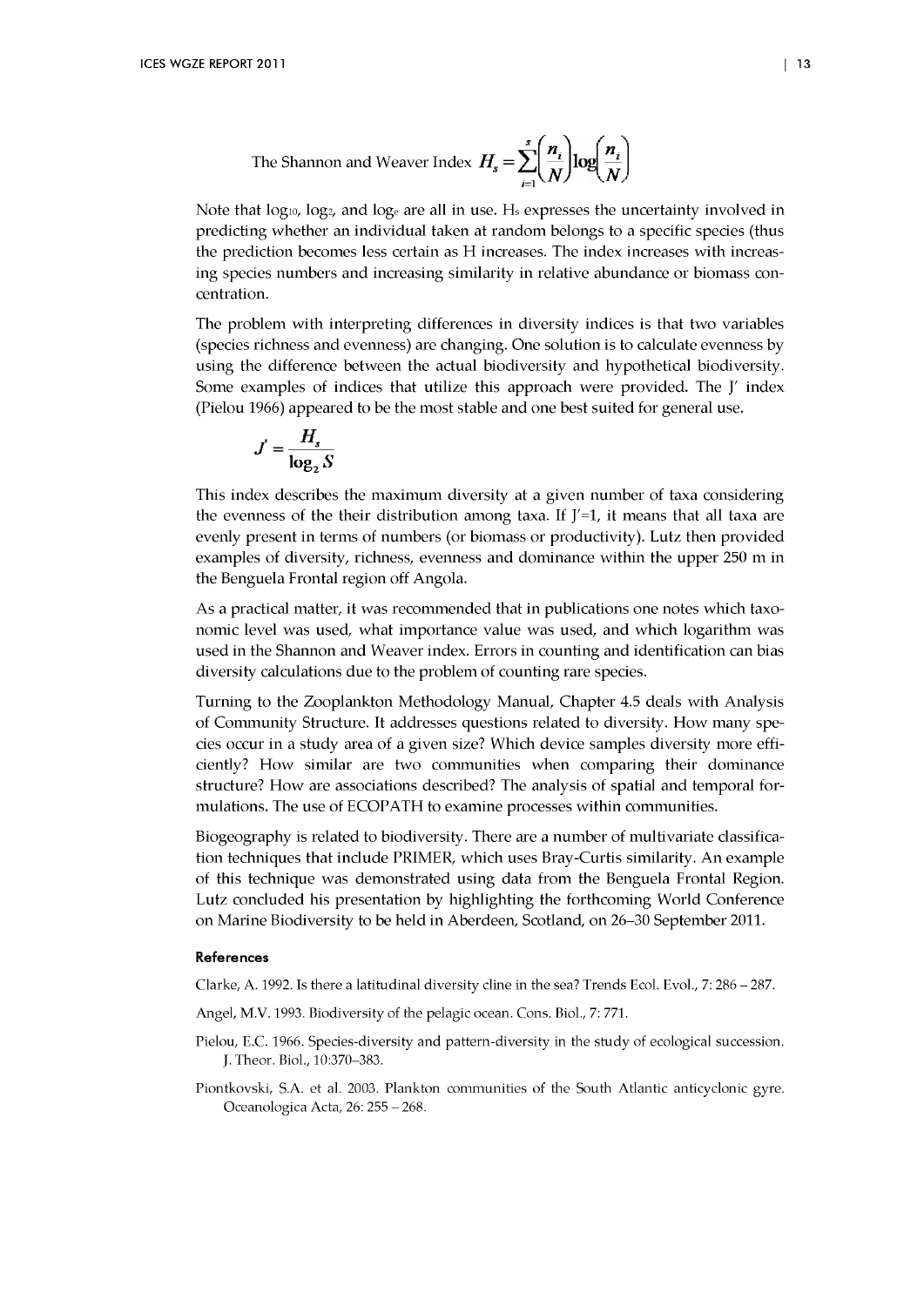The Shannon and Weaver Index $H_s = \sum_{i=1}^{s} \left(\frac{n_i}{N}\right) \log \left(\frac{n_i}{N}\right)$

Note that $\log_{10}$, $\log_2$, and $\log_e$ are all in use. $H_s$ expresses the uncertainty involved in predicting whether an individual taken at random belongs to a specific species (thus the prediction becomes less certain as H increases. The index increases with increasing species numbers and increasing similarity in relative abundance or biomass concentration.

The problem with interpreting differences in diversity indices is that two variables (species richness and evenness) are changing. One solution is to calculate evenness by using the difference between the actual biodiversity and hypothetical biodiversity. Some examples of indices that utilize this approach were provided. The J′ index (Pielou 1966) appeared to be the most stable and one best suited for general use.

$$J' = \frac{H_s}{\log_2 S}$$

This index describes the maximum diversity at a given number of taxa considering the evenness of the their distribution among taxa. If J′=1, it means that all taxa are evenly present in terms of numbers (or biomass or productivity). Lutz then provided examples of diversity, richness, evenness and dominance within the upper 250 m in the Benguela Frontal region off Angola.

As a practical matter, it was recommended that in publications one notes which taxonomic level was used, what importance value was used, and which logarithm was used in the Shannon and Weaver index. Errors in counting and identification can bias diversity calculations due to the problem of counting rare species.

Turning to the Zooplankton Methodology Manual, Chapter 4.5 deals with Analysis of Community Structure. It addresses questions related to diversity. How many species occur in a study area of a given size? Which device samples diversity more efficiently? How similar are two communities when comparing their dominance structure? How are associations described? The analysis of spatial and temporal formulations. The use of ECOPATH to examine processes within communities.

Biogeography is related to biodiversity. There are a number of multivariate classification techniques that include PRIMER, which uses Bray-Curtis similarity. An example of this technique was demonstrated using data from the Benguela Frontal Region. Lutz concluded his presentation by highlighting the forthcoming World Conference on Marine Biodiversity to be held in Aberdeen, Scotland, on 26–30 September 2011.

#### References

Clarke, A. 1992. Is there a latitudinal diversity cline in the sea? Trends Ecol. Evol., 7: 286 – 287.

Angel, M.V. 1993. Biodiversity of the pelagic ocean. Cons. Biol., 7: 771.

Pielou, E.C. 1966. Species-diversity and pattern-diversity in the study of ecological succession. J. Theor. Biol., 10:370–383.

Piontkovski, S.A. et al. 2003. Plankton communities of the South Atlantic anticyclonic gyre. Oceanologica Acta, 26: 255 – 268.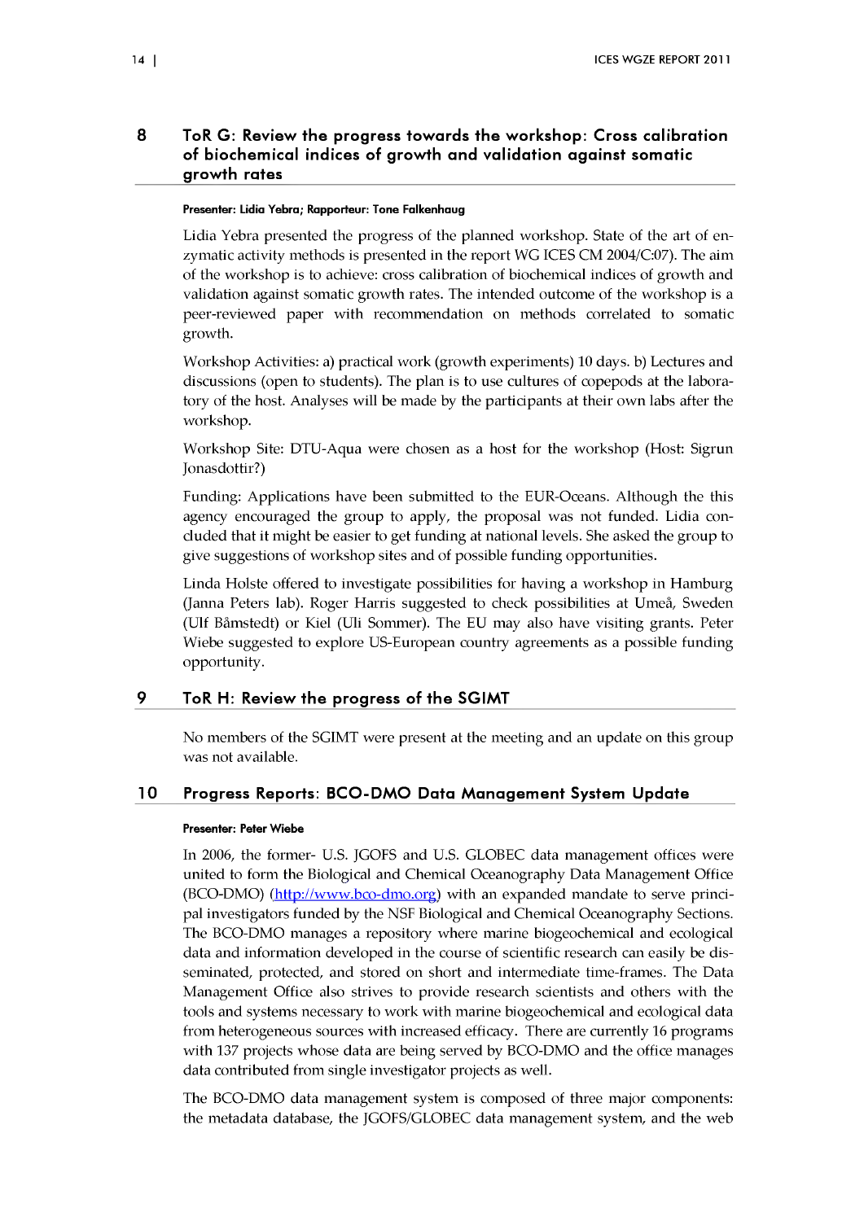## 8 ToR G: Review the progress towards the workshop: Cross calibration of biochemical indices of growth and validation against somatic growth rates

**Presenter: Lidia Yebra; Rapporteur: Tone Falkenhaug**

Lidia Yebra presented the progress of the planned workshop. State of the art of enzymatic activity methods is presented in the report WG ICES CM 2004/C:07). The aim of the workshop is to achieve: cross calibration of biochemical indices of growth and validation against somatic growth rates. The intended outcome of the workshop is a peer-reviewed paper with recommendation on methods correlated to somatic growth.

Workshop Activities: a) practical work (growth experiments) 10 days. b) Lectures and discussions (open to students). The plan is to use cultures of copepods at the laboratory of the host. Analyses will be made by the participants at their own labs after the workshop.

Workshop Site: DTU-Aqua were chosen as a host for the workshop (Host: Sigrun Jonasdottir?)

Funding: Applications have been submitted to the EUR-Oceans. Although the this agency encouraged the group to apply, the proposal was not funded. Lidia concluded that it might be easier to get funding at national levels. She asked the group to give suggestions of workshop sites and of possible funding opportunities.

Linda Holste offered to investigate possibilities for having a workshop in Hamburg (Janna Peters lab). Roger Harris suggested to check possibilities at Umeå, Sweden (Ulf Båmstedt) or Kiel (Uli Sommer). The EU may also have visiting grants. Peter Wiebe suggested to explore US-European country agreements as a possible funding opportunity.

## 9 ToR H: Review the progress of the SGIMT

No members of the SGIMT were present at the meeting and an update on this group was not available.

## 10 Progress Reports: BCO-DMO Data Management System Update

**Presenter: Peter Wiebe**

In 2006, the former- U.S. JGOFS and U.S. GLOBEC data management offices were united to form the Biological and Chemical Oceanography Data Management Office (BCO-DMO) (http://www.bco-dmo.org) with an expanded mandate to serve principal investigators funded by the NSF Biological and Chemical Oceanography Sections. The BCO-DMO manages a repository where marine biogeochemical and ecological data and information developed in the course of scientific research can easily be disseminated, protected, and stored on short and intermediate time-frames. The Data Management Office also strives to provide research scientists and others with the tools and systems necessary to work with marine biogeochemical and ecological data from heterogeneous sources with increased efficacy. There are currently 16 programs with 137 projects whose data are being served by BCO-DMO and the office manages data contributed from single investigator projects as well.

The BCO-DMO data management system is composed of three major components: the metadata database, the JGOFS/GLOBEC data management system, and the web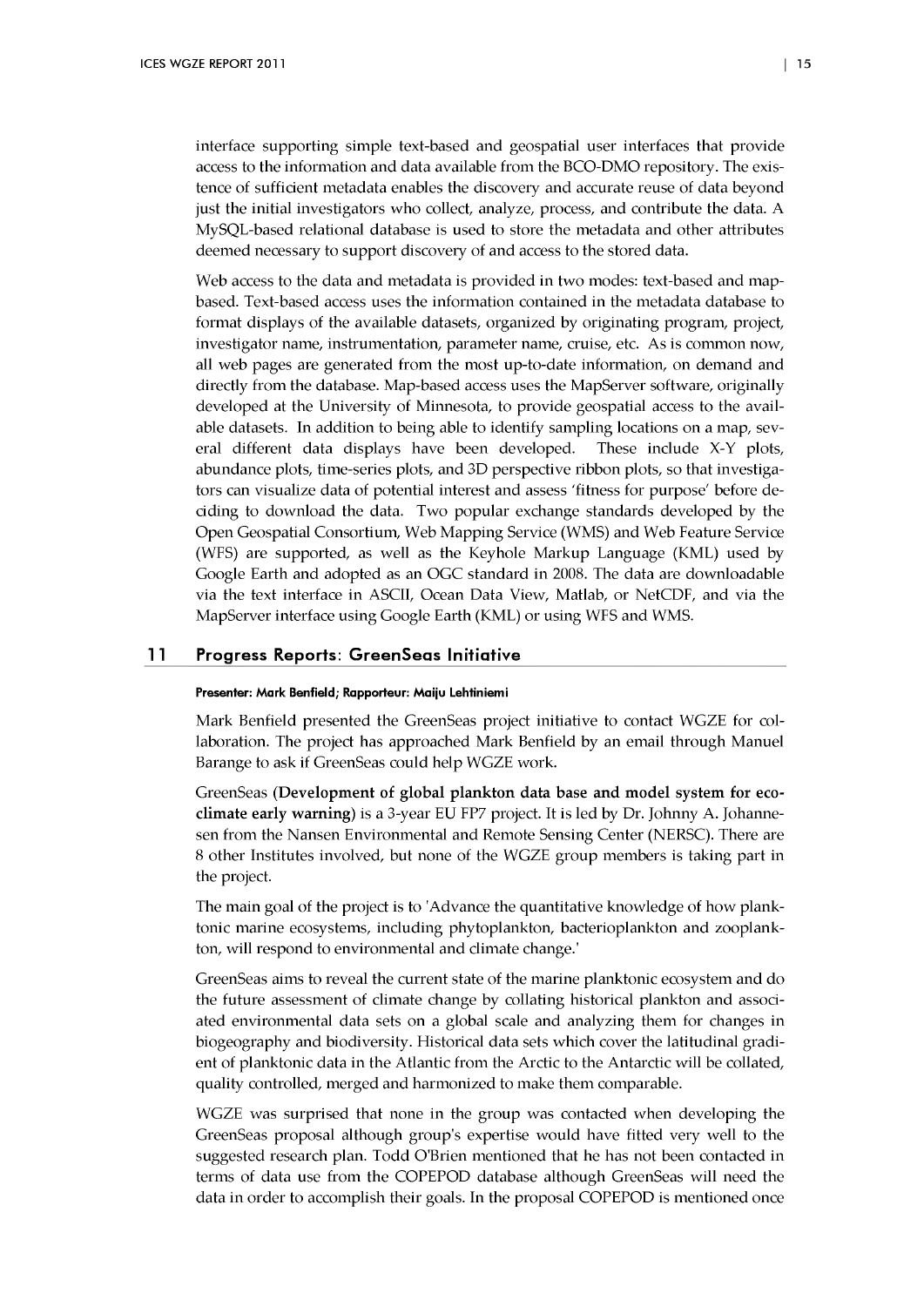interface supporting simple text-based and geospatial user interfaces that provide access to the information and data available from the BCO-DMO repository. The existence of sufficient metadata enables the discovery and accurate reuse of data beyond just the initial investigators who collect, analyze, process, and contribute the data. A MySQL-based relational database is used to store the metadata and other attributes deemed necessary to support discovery of and access to the stored data.

Web access to the data and metadata is provided in two modes: text-based and map-based. Text-based access uses the information contained in the metadata database to format displays of the available datasets, organized by originating program, project, investigator name, instrumentation, parameter name, cruise, etc. As is common now, all web pages are generated from the most up-to-date information, on demand and directly from the database. Map-based access uses the MapServer software, originally developed at the University of Minnesota, to provide geospatial access to the available datasets. In addition to being able to identify sampling locations on a map, several different data displays have been developed. These include X-Y plots, abundance plots, time-series plots, and 3D perspective ribbon plots, so that investigators can visualize data of potential interest and assess 'fitness for purpose' before deciding to download the data. Two popular exchange standards developed by the Open Geospatial Consortium, Web Mapping Service (WMS) and Web Feature Service (WFS) are supported, as well as the Keyhole Markup Language (KML) used by Google Earth and adopted as an OGC standard in 2008. The data are downloadable via the text interface in ASCII, Ocean Data View, Matlab, or NetCDF, and via the MapServer interface using Google Earth (KML) or using WFS and WMS.

## 11 Progress Reports: GreenSeas Initiative

**Presenter: Mark Benfield; Rapporteur: Maiju Lehtiniemi**

Mark Benfield presented the GreenSeas project initiative to contact WGZE for collaboration. The project has approached Mark Benfield by an email through Manuel Barange to ask if GreenSeas could help WGZE work.

GreenSeas (**Development of global plankton data base and model system for eco-climate early warning**) is a 3-year EU FP7 project. It is led by Dr. Johnny A. Johannesen from the Nansen Environmental and Remote Sensing Center (NERSC). There are 8 other Institutes involved, but none of the WGZE group members is taking part in the project.

The main goal of the project is to 'Advance the quantitative knowledge of how planktonic marine ecosystems, including phytoplankton, bacterioplankton and zooplankton, will respond to environmental and climate change.'

GreenSeas aims to reveal the current state of the marine planktonic ecosystem and do the future assessment of climate change by collating historical plankton and associated environmental data sets on a global scale and analyzing them for changes in biogeography and biodiversity. Historical data sets which cover the latitudinal gradient of planktonic data in the Atlantic from the Arctic to the Antarctic will be collated, quality controlled, merged and harmonized to make them comparable.

WGZE was surprised that none in the group was contacted when developing the GreenSeas proposal although group's expertise would have fitted very well to the suggested research plan. Todd O'Brien mentioned that he has not been contacted in terms of data use from the COPEPOD database although GreenSeas will need the data in order to accomplish their goals. In the proposal COPEPOD is mentioned once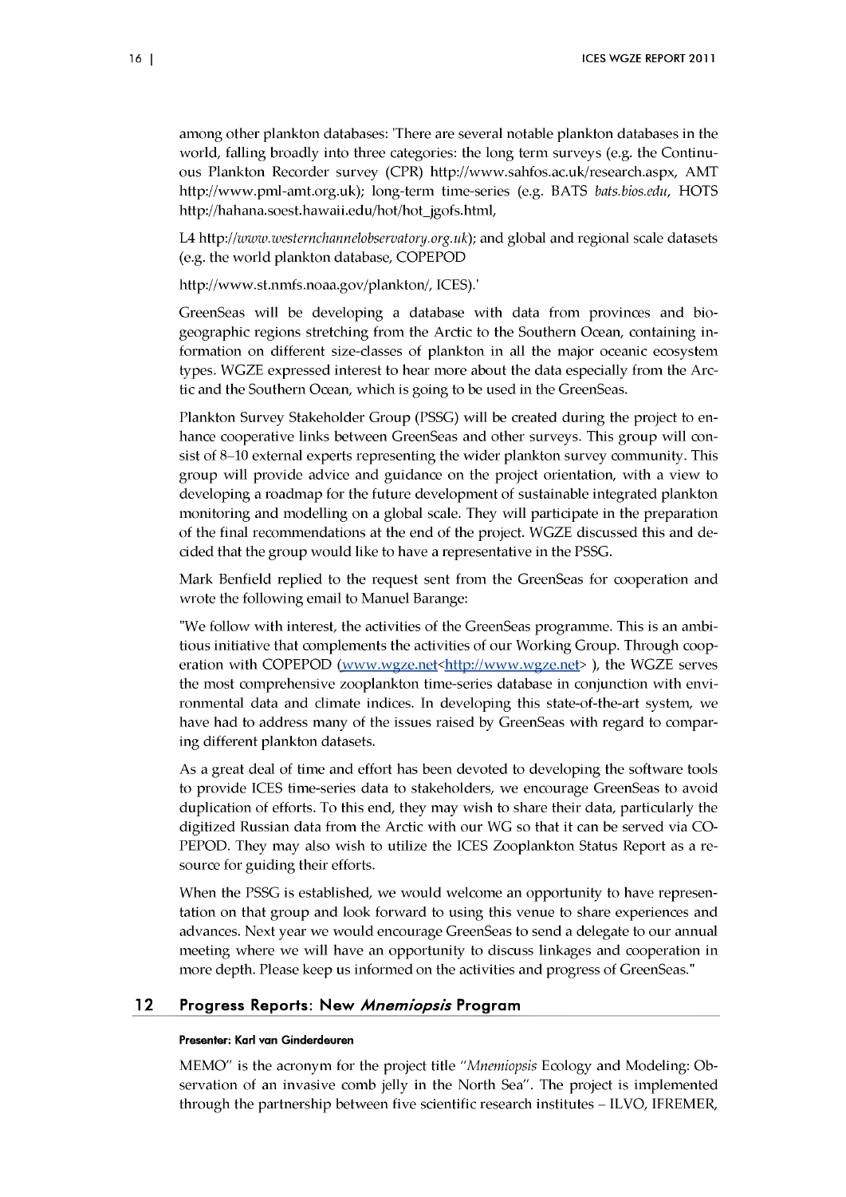among other plankton databases: 'There are several notable plankton databases in the world, falling broadly into three categories: the long term surveys (e.g. the Continuous Plankton Recorder survey (CPR) http://www.sahfos.ac.uk/research.aspx, AMT http://www.pml-amt.org.uk); long-term time-series (e.g. BATS *bats.bios.edu*, HOTS http://hahana.soest.hawaii.edu/hot/hot_jgofs.html,

L4 http://*www.westernchannelobservatory.org.uk*); and global and regional scale datasets (e.g. the world plankton database, COPEPOD

http://www.st.nmfs.noaa.gov/plankton/, ICES).'

GreenSeas will be developing a database with data from provinces and biogeographic regions stretching from the Arctic to the Southern Ocean, containing information on different size-classes of plankton in all the major oceanic ecosystem types. WGZE expressed interest to hear more about the data especially from the Arctic and the Southern Ocean, which is going to be used in the GreenSeas.

Plankton Survey Stakeholder Group (PSSG) will be created during the project to enhance cooperative links between GreenSeas and other surveys. This group will consist of 8–10 external experts representing the wider plankton survey community. This group will provide advice and guidance on the project orientation, with a view to developing a roadmap for the future development of sustainable integrated plankton monitoring and modelling on a global scale. They will participate in the preparation of the final recommendations at the end of the project. WGZE discussed this and decided that the group would like to have a representative in the PSSG.

Mark Benfield replied to the request sent from the GreenSeas for cooperation and wrote the following email to Manuel Barange:

"We follow with interest, the activities of the GreenSeas programme. This is an ambitious initiative that complements the activities of our Working Group. Through cooperation with COPEPOD (www.wgze.net<http://www.wgze.net> ), the WGZE serves the most comprehensive zooplankton time-series database in conjunction with environmental data and climate indices. In developing this state-of-the-art system, we have had to address many of the issues raised by GreenSeas with regard to comparing different plankton datasets.

As a great deal of time and effort has been devoted to developing the software tools to provide ICES time-series data to stakeholders, we encourage GreenSeas to avoid duplication of efforts. To this end, they may wish to share their data, particularly the digitized Russian data from the Arctic with our WG so that it can be served via COPEPOD. They may also wish to utilize the ICES Zooplankton Status Report as a resource for guiding their efforts.

When the PSSG is established, we would welcome an opportunity to have representation on that group and look forward to using this venue to share experiences and advances. Next year we would encourage GreenSeas to send a delegate to our annual meeting where we will have an opportunity to discuss linkages and cooperation in more depth. Please keep us informed on the activities and progress of GreenSeas."

## 12 Progress Reports: New *Mnemiopsis* Program

**Presenter: Karl van Ginderdeuren**

MEMO" is the acronym for the project title "*Mnemiopsis* Ecology and Modeling: Observation of an invasive comb jelly in the North Sea". The project is implemented through the partnership between five scientific research institutes – ILVO, IFREMER,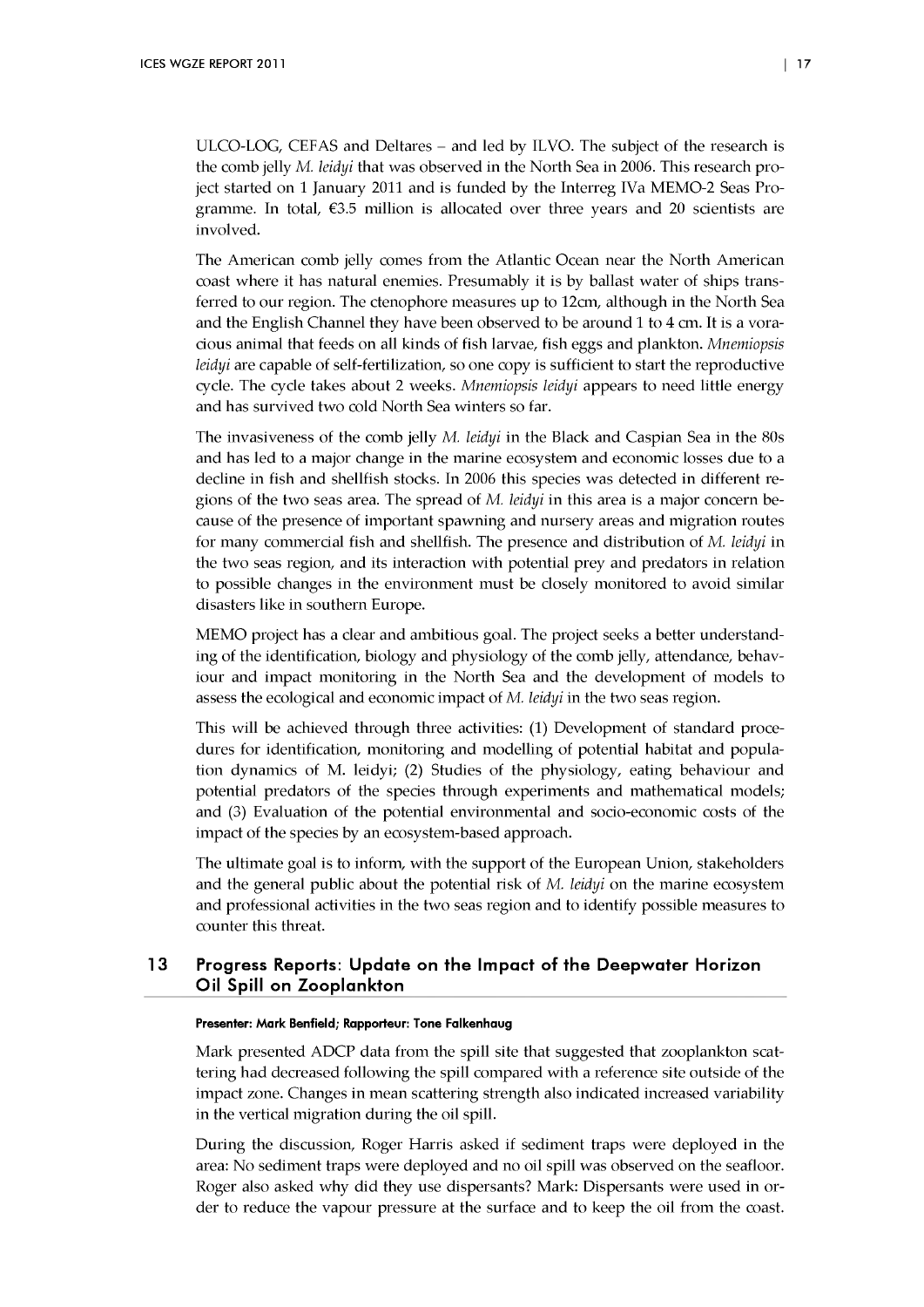ULCO-LOG, CEFAS and Deltares – and led by ILVO. The subject of the research is the comb jelly *M. leidyi* that was observed in the North Sea in 2006. This research project started on 1 January 2011 and is funded by the Interreg IVa MEMO-2 Seas Programme. In total, €3.5 million is allocated over three years and 20 scientists are involved.

The American comb jelly comes from the Atlantic Ocean near the North American coast where it has natural enemies. Presumably it is by ballast water of ships transferred to our region. The ctenophore measures up to 12cm, although in the North Sea and the English Channel they have been observed to be around 1 to 4 cm. It is a voracious animal that feeds on all kinds of fish larvae, fish eggs and plankton. *Mnemiopsis leidyi* are capable of self-fertilization, so one copy is sufficient to start the reproductive cycle. The cycle takes about 2 weeks. *Mnemiopsis leidyi* appears to need little energy and has survived two cold North Sea winters so far.

The invasiveness of the comb jelly *M. leidyi* in the Black and Caspian Sea in the 80s and has led to a major change in the marine ecosystem and economic losses due to a decline in fish and shellfish stocks. In 2006 this species was detected in different regions of the two seas area. The spread of *M. leidyi* in this area is a major concern because of the presence of important spawning and nursery areas and migration routes for many commercial fish and shellfish. The presence and distribution of *M. leidyi* in the two seas region, and its interaction with potential prey and predators in relation to possible changes in the environment must be closely monitored to avoid similar disasters like in southern Europe.

MEMO project has a clear and ambitious goal. The project seeks a better understanding of the identification, biology and physiology of the comb jelly, attendance, behaviour and impact monitoring in the North Sea and the development of models to assess the ecological and economic impact of *M. leidyi* in the two seas region.

This will be achieved through three activities: (1) Development of standard procedures for identification, monitoring and modelling of potential habitat and population dynamics of M. leidyi; (2) Studies of the physiology, eating behaviour and potential predators of the species through experiments and mathematical models; and (3) Evaluation of the potential environmental and socio-economic costs of the impact of the species by an ecosystem-based approach.

The ultimate goal is to inform, with the support of the European Union, stakeholders and the general public about the potential risk of *M. leidyi* on the marine ecosystem and professional activities in the two seas region and to identify possible measures to counter this threat.

## 13 Progress Reports: Update on the Impact of the Deepwater Horizon Oil Spill on Zooplankton

**Presenter: Mark Benfield; Rapporteur: Tone Falkenhaug**

Mark presented ADCP data from the spill site that suggested that zooplankton scattering had decreased following the spill compared with a reference site outside of the impact zone. Changes in mean scattering strength also indicated increased variability in the vertical migration during the oil spill.

During the discussion, Roger Harris asked if sediment traps were deployed in the area: No sediment traps were deployed and no oil spill was observed on the seafloor. Roger also asked why did they use dispersants? Mark: Dispersants were used in order to reduce the vapour pressure at the surface and to keep the oil from the coast.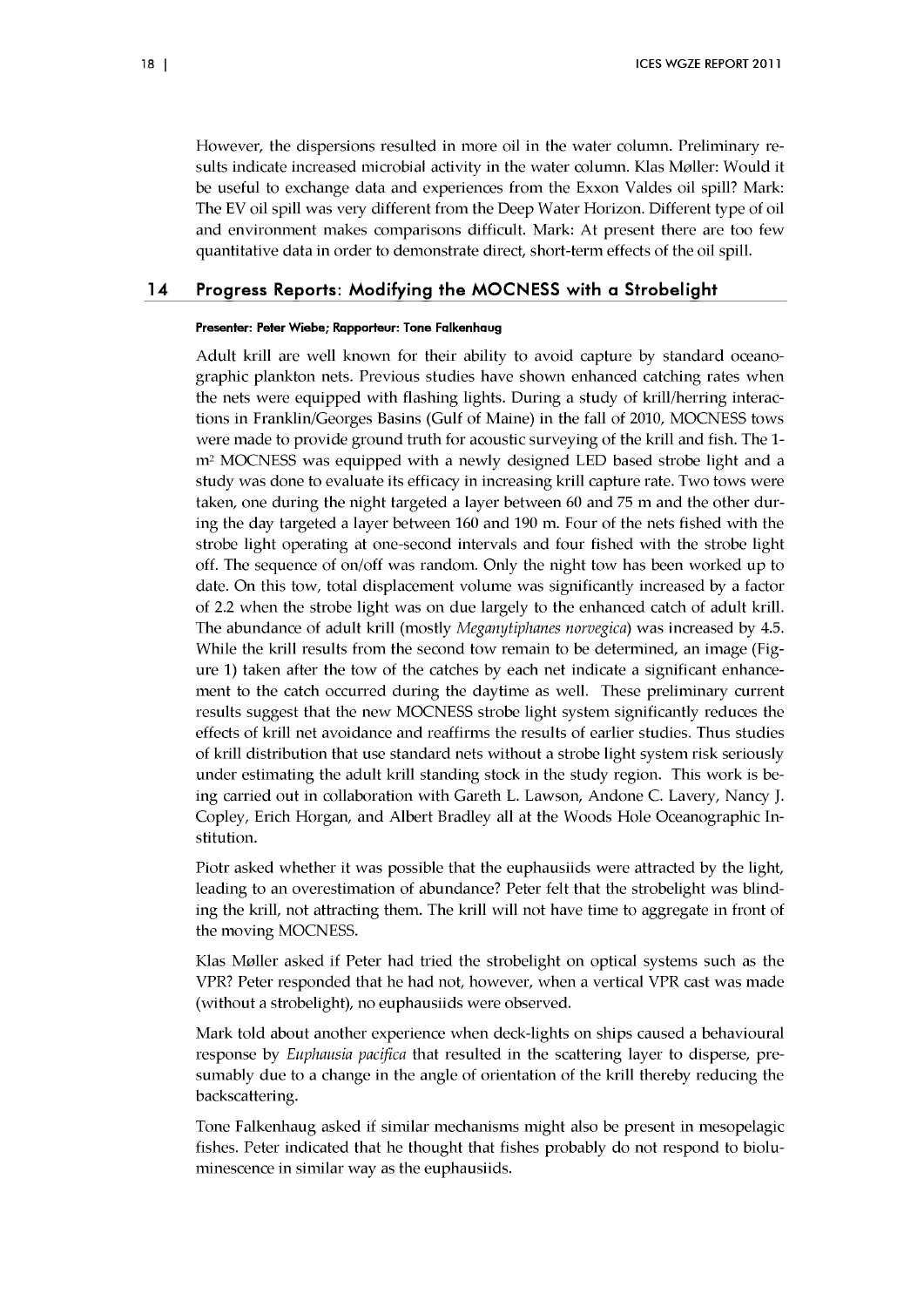However, the dispersions resulted in more oil in the water column. Preliminary results indicate increased microbial activity in the water column. Klas Møller: Would it be useful to exchange data and experiences from the Exxon Valdes oil spill? Mark: The EV oil spill was very different from the Deep Water Horizon. Different type of oil and environment makes comparisons difficult. Mark: At present there are too few quantitative data in order to demonstrate direct, short-term effects of the oil spill.

## 14 Progress Reports: Modifying the MOCNESS with a Strobelight

**Presenter: Peter Wiebe; Rapporteur: Tone Falkenhaug**

Adult krill are well known for their ability to avoid capture by standard oceanographic plankton nets. Previous studies have shown enhanced catching rates when the nets were equipped with flashing lights. During a study of krill/herring interactions in Franklin/Georges Basins (Gulf of Maine) in the fall of 2010, MOCNESS tows were made to provide ground truth for acoustic surveying of the krill and fish. The 1-$m^2$ MOCNESS was equipped with a newly designed LED based strobe light and a study was done to evaluate its efficacy in increasing krill capture rate. Two tows were taken, one during the night targeted a layer between 60 and 75 m and the other during the day targeted a layer between 160 and 190 m. Four of the nets fished with the strobe light operating at one-second intervals and four fished with the strobe light off. The sequence of on/off was random. Only the night tow has been worked up to date. On this tow, total displacement volume was significantly increased by a factor of 2.2 when the strobe light was on due largely to the enhanced catch of adult krill. The abundance of adult krill (mostly *Meganytiphanes norvegica*) was increased by 4.5. While the krill results from the second tow remain to be determined, an image (Figure 1) taken after the tow of the catches by each net indicate a significant enhancement to the catch occurred during the daytime as well. These preliminary current results suggest that the new MOCNESS strobe light system significantly reduces the effects of krill net avoidance and reaffirms the results of earlier studies. Thus studies of krill distribution that use standard nets without a strobe light system risk seriously under estimating the adult krill standing stock in the study region. This work is being carried out in collaboration with Gareth L. Lawson, Andone C. Lavery, Nancy J. Copley, Erich Horgan, and Albert Bradley all at the Woods Hole Oceanographic Institution.

Piotr asked whether it was possible that the euphausiids were attracted by the light, leading to an overestimation of abundance? Peter felt that the strobelight was blinding the krill, not attracting them. The krill will not have time to aggregate in front of the moving MOCNESS.

Klas Møller asked if Peter had tried the strobelight on optical systems such as the VPR? Peter responded that he had not, however, when a vertical VPR cast was made (without a strobelight), no euphausiids were observed.

Mark told about another experience when deck-lights on ships caused a behavioural response by *Euphausia pacifica* that resulted in the scattering layer to disperse, presumably due to a change in the angle of orientation of the krill thereby reducing the backscattering.

Tone Falkenhaug asked if similar mechanisms might also be present in mesopelagic fishes. Peter indicated that he thought that fishes probably do not respond to bioluminescence in similar way as the euphausiids.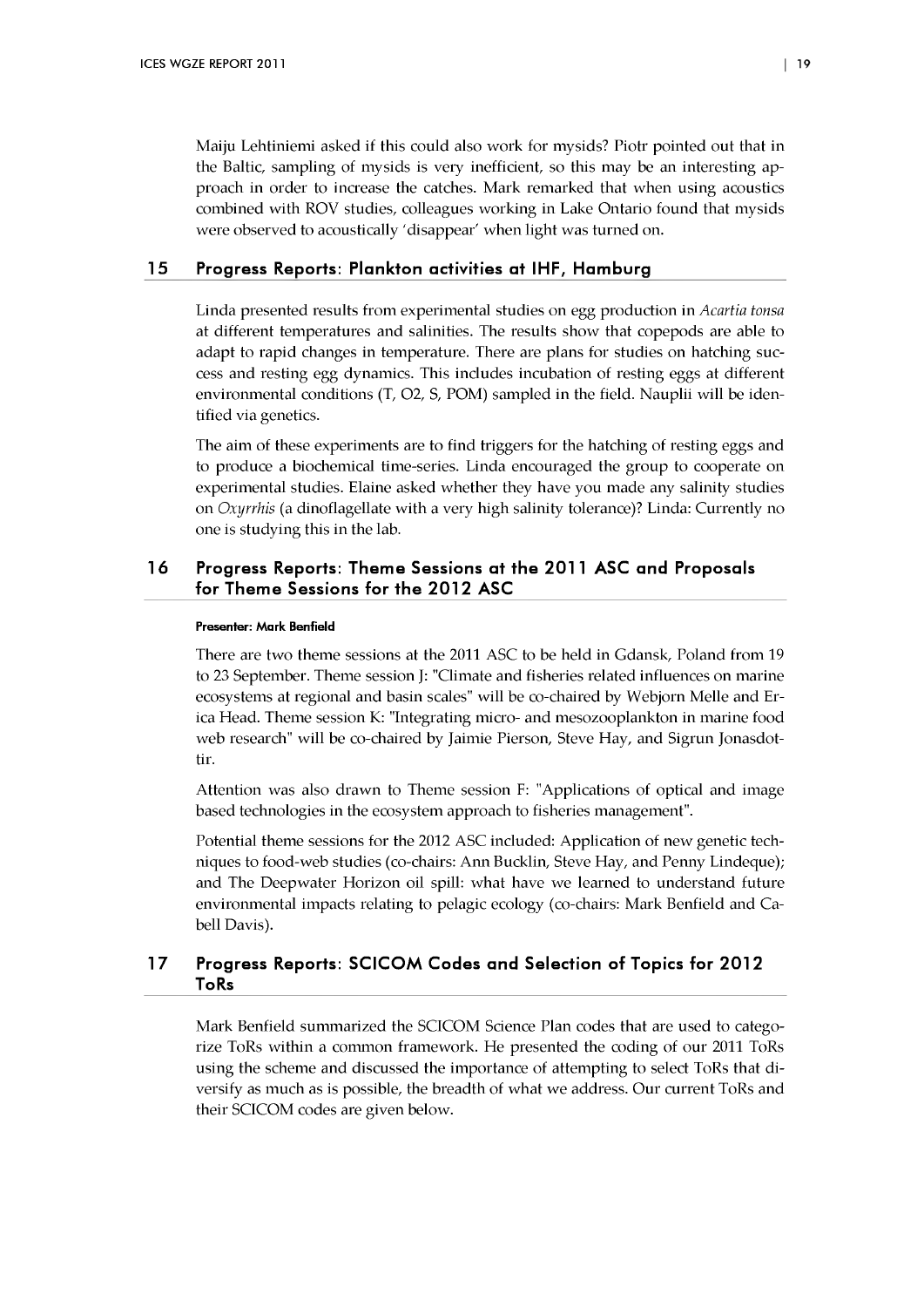Maiju Lehtiniemi asked if this could also work for mysids? Piotr pointed out that in the Baltic, sampling of mysids is very inefficient, so this may be an interesting approach in order to increase the catches. Mark remarked that when using acoustics combined with ROV studies, colleagues working in Lake Ontario found that mysids were observed to acoustically 'disappear' when light was turned on.

## 15 Progress Reports: Plankton activities at IHF, Hamburg

Linda presented results from experimental studies on egg production in *Acartia tonsa* at different temperatures and salinities. The results show that copepods are able to adapt to rapid changes in temperature. There are plans for studies on hatching success and resting egg dynamics. This includes incubation of resting eggs at different environmental conditions (T, O2, S, POM) sampled in the field. Nauplii will be identified via genetics.

The aim of these experiments are to find triggers for the hatching of resting eggs and to produce a biochemical time-series. Linda encouraged the group to cooperate on experimental studies. Elaine asked whether they have you made any salinity studies on *Oxyrrhis* (a dinoflagellate with a very high salinity tolerance)? Linda: Currently no one is studying this in the lab.

## 16 Progress Reports: Theme Sessions at the 2011 ASC and Proposals for Theme Sessions for the 2012 ASC

**Presenter: Mark Benfield**

There are two theme sessions at the 2011 ASC to be held in Gdansk, Poland from 19 to 23 September. Theme session J: "Climate and fisheries related influences on marine ecosystems at regional and basin scales" will be co-chaired by Webjorn Melle and Erica Head. Theme session K: "Integrating micro- and mesozooplankton in marine food web research" will be co-chaired by Jaimie Pierson, Steve Hay, and Sigrun Jonasdottir.

Attention was also drawn to Theme session F: "Applications of optical and image based technologies in the ecosystem approach to fisheries management".

Potential theme sessions for the 2012 ASC included: Application of new genetic techniques to food-web studies (co-chairs: Ann Bucklin, Steve Hay, and Penny Lindeque); and The Deepwater Horizon oil spill: what have we learned to understand future environmental impacts relating to pelagic ecology (co-chairs: Mark Benfield and Cabell Davis).

## 17 Progress Reports: SCICOM Codes and Selection of Topics for 2012 ToRs

Mark Benfield summarized the SCICOM Science Plan codes that are used to categorize ToRs within a common framework. He presented the coding of our 2011 ToRs using the scheme and discussed the importance of attempting to select ToRs that diversify as much as is possible, the breadth of what we address. Our current ToRs and their SCICOM codes are given below.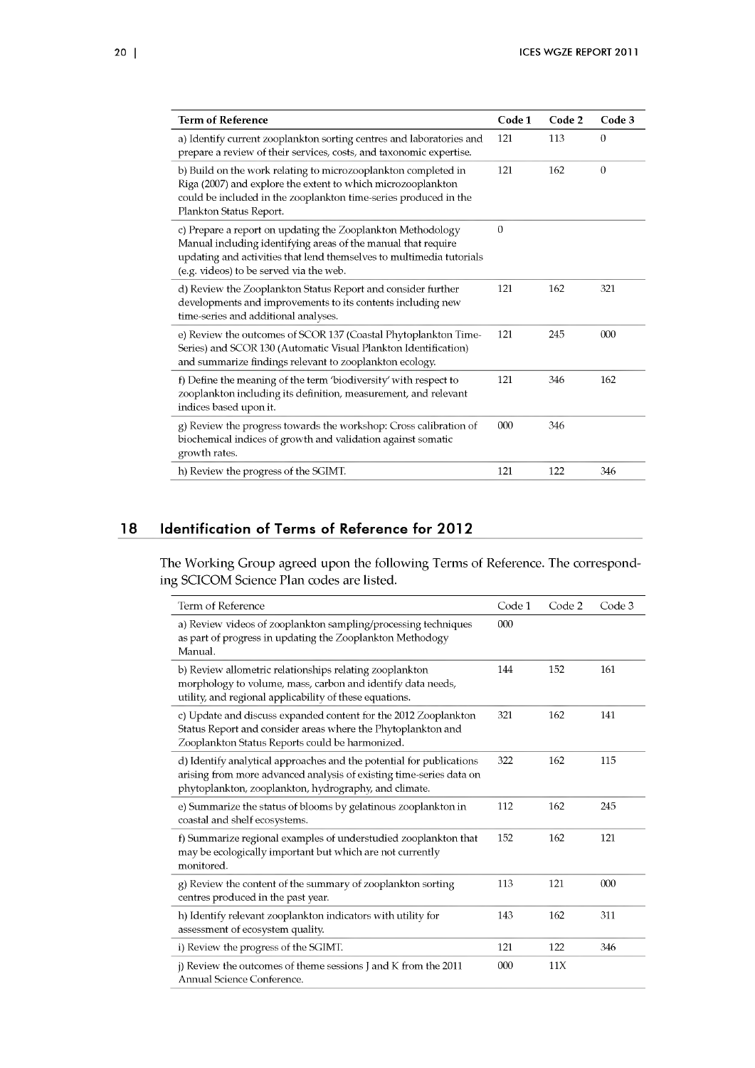| Term of Reference | Code 1 | Code 2 | Code 3 |
|---|---|---|---|
| a) Identify current zooplankton sorting centres and laboratories and prepare a review of their services, costs, and taxonomic expertise. | 121 | 113 | 0 |
| b) Build on the work relating to microzooplankton completed in Riga (2007) and explore the extent to which microzooplankton could be included in the zooplankton time-series produced in the Plankton Status Report. | 121 | 162 | 0 |
| c) Prepare a report on updating the Zooplankton Methodology Manual including identifying areas of the manual that require updating and activities that lend themselves to multimedia tutorials (e.g. videos) to be served via the web. | 0 | | |
| d) Review the Zooplankton Status Report and consider further developments and improvements to its contents including new time-series and additional analyses. | 121 | 162 | 321 |
| e) Review the outcomes of SCOR 137 (Coastal Phytoplankton Time-Series) and SCOR 130 (Automatic Visual Plankton Identification) and summarize findings relevant to zooplankton ecology. | 121 | 245 | 000 |
| f) Define the meaning of the term 'biodiversity' with respect to zooplankton including its definition, measurement, and relevant indices based upon it. | 121 | 346 | 162 |
| g) Review the progress towards the workshop: Cross calibration of biochemical indices of growth and validation against somatic growth rates. | 000 | 346 | |
| h) Review the progress of the SGIMT. | 121 | 122 | 346 |

## 18 Identification of Terms of Reference for 2012

The Working Group agreed upon the following Terms of Reference. The corresponding SCICOM Science Plan codes are listed.

| Term of Reference | Code 1 | Code 2 | Code 3 |
|---|---|---|---|
| a) Review videos of zooplankton sampling/processing techniques as part of progress in updating the Zooplankton Methodology Manual. | 000 | | |
| b) Review allometric relationships relating zooplankton morphology to volume, mass, carbon and identify data needs, utility, and regional applicability of these equations. | 144 | 152 | 161 |
| c) Update and discuss expanded content for the 2012 Zooplankton Status Report and consider areas where the Phytoplankton and Zooplankton Status Reports could be harmonized. | 321 | 162 | 141 |
| d) Identify analytical approaches and the potential for publications arising from more advanced analysis of existing time-series data on phytoplankton, zooplankton, hydrography, and climate. | 322 | 162 | 115 |
| e) Summarize the status of blooms by gelatinous zooplankton in coastal and shelf ecosystems. | 112 | 162 | 245 |
| f) Summarize regional examples of understudied zooplankton that may be ecologically important but which are not currently monitored. | 152 | 162 | 121 |
| g) Review the content of the summary of zooplankton sorting centres produced in the past year. | 113 | 121 | 000 |
| h) Identify relevant zooplankton indicators with utility for assessment of ecosystem quality. | 143 | 162 | 311 |
| i) Review the progress of the SGIMT. | 121 | 122 | 346 |
| j) Review the outcomes of theme sessions J and K from the 2011 Annual Science Conference. | 000 | 11X | |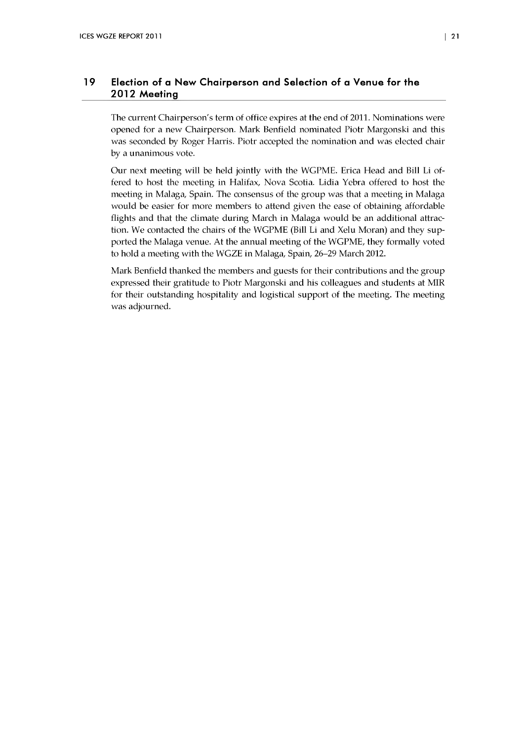# 19 Election of a New Chairperson and Selection of a Venue for the 2012 Meeting

The current Chairperson's term of office expires at the end of 2011. Nominations were opened for a new Chairperson. Mark Benfield nominated Piotr Margonski and this was seconded by Roger Harris. Piotr accepted the nomination and was elected chair by a unanimous vote.

Our next meeting will be held jointly with the WGPME. Erica Head and Bill Li offered to host the meeting in Halifax, Nova Scotia. Lidia Yebra offered to host the meeting in Malaga, Spain. The consensus of the group was that a meeting in Malaga would be easier for more members to attend given the ease of obtaining affordable flights and that the climate during March in Malaga would be an additional attraction. We contacted the chairs of the WGPME (Bill Li and Xelu Moran) and they supported the Malaga venue. At the annual meeting of the WGPME, they formally voted to hold a meeting with the WGZE in Malaga, Spain, 26–29 March 2012.

Mark Benfield thanked the members and guests for their contributions and the group expressed their gratitude to Piotr Margonski and his colleagues and students at MIR for their outstanding hospitality and logistical support of the meeting. The meeting was adjourned.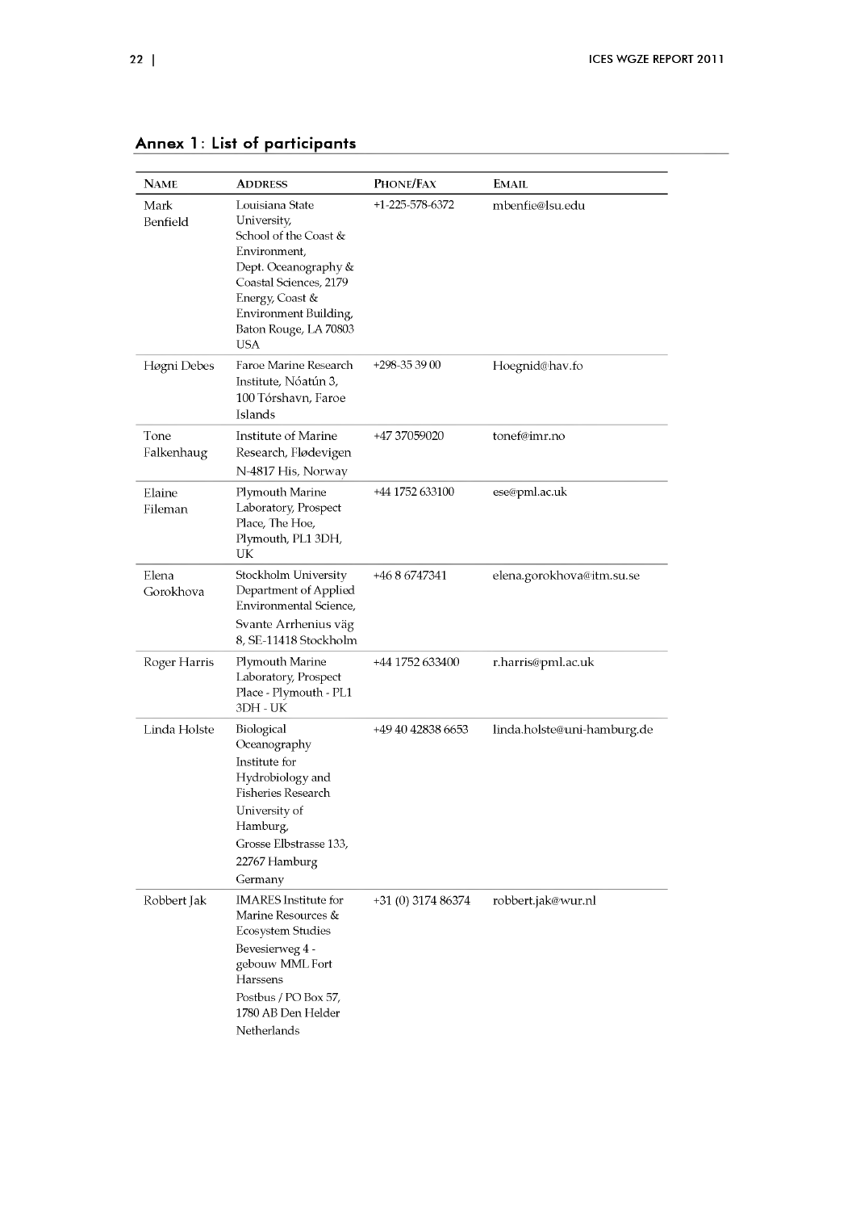## Annex 1: List of participants

| Name | Address | Phone/Fax | Email |
|---|---|---|---|
| Mark Benfield | Louisiana State University, School of the Coast & Environment, Dept. Oceanography & Coastal Sciences, 2179 Energy, Coast & Environment Building, Baton Rouge, LA 70803 USA | +1-225-578-6372 | mbenfie@lsu.edu |
| Høgni Debes | Faroe Marine Research Institute, Nóatún 3, 100 Tórshavn, Faroe Islands | +298-35 39 00 | Hoegnid@hav.fo |
| Tone Falkenhaug | Institute of Marine Research, Flødevigen N-4817 His, Norway | +47 37059020 | tonef@imr.no |
| Elaine Fileman | Plymouth Marine Laboratory, Prospect Place, The Hoe, Plymouth, PL1 3DH, UK | +44 1752 633100 | ese@pml.ac.uk |
| Elena Gorokhova | Stockholm University Department of Applied Environmental Science, Svante Arrhenius väg 8, SE-11418 Stockholm | +46 8 6747341 | elena.gorokhova@itm.su.se |
| Roger Harris | Plymouth Marine Laboratory, Prospect Place - Plymouth - PL1 3DH - UK | +44 1752 633400 | r.harris@pml.ac.uk |
| Linda Holste | Biological Oceanography Institute for Hydrobiology and Fisheries Research University of Hamburg, Grosse Elbstrasse 133, 22767 Hamburg Germany | +49 40 42838 6653 | linda.holste@uni-hamburg.de |
| Robbert Jak | IMARES Institute for Marine Resources & Ecosystem Studies Bevesierweg 4 - gebouw MML Fort Harssens Postbus / PO Box 57, 1780 AB Den Helder Netherlands | +31 (0) 3174 86374 | robbert.jak@wur.nl |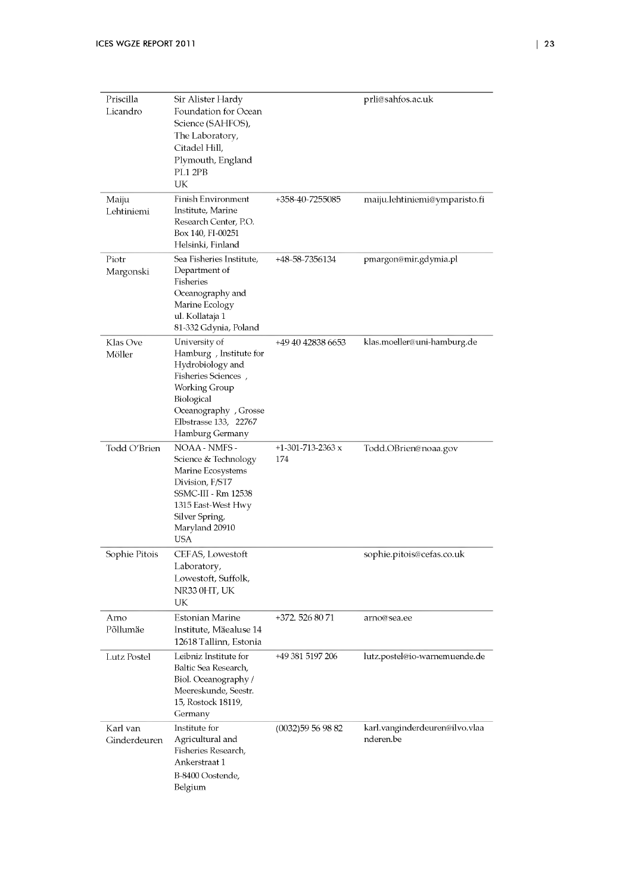| | | | |
|---|---|---|---|
| Priscilla Licandro | Sir Alister Hardy Foundation for Ocean Science (SAHFOS), The Laboratory, Citadel Hill, Plymouth, England PL1 2PB UK | | prli@sahfos.ac.uk |
| Maiju Lehtiniemi | Finish Environment Institute, Marine Research Center, P.O. Box 140, FI-00251 Helsinki, Finland | +358-40-7255085 | maiju.lehtiniemi@ymparisto.fi |
| Piotr Margonski | Sea Fisheries Institute, Department of Fisheries Oceanography and Marine Ecology ul. Kollataja 1 81-332 Gdynia, Poland | +48-58-7356134 | pmargon@mir.gdymia.pl |
| Klas Ove Möller | University of Hamburg , Institute for Hydrobiology and Fisheries Sciences , Working Group Biological Oceanography , Grosse Elbstrasse 133, 22767 Hamburg Germany | +49 40 42838 6653 | klas.moeller@uni-hamburg.de |
| Todd O'Brien | NOAA - NMFS - Science & Technology Marine Ecosystems Division, F/ST7 SSMC-III - Rm 12538 1315 East-West Hwy Silver Spring, Maryland 20910 USA | +1-301-713-2363 x 174 | Todd.OBrien@noaa.gov |
| Sophie Pitois | CEFAS, Lowestoft Laboratory, Lowestoft, Suffolk, NR33 0HT, UK UK | | sophie.pitois@cefas.co.uk |
| Arno Põllumäe | Estonian Marine Institute, Mäealuse 14 12618 Tallinn, Estonia | +372. 526 80 71 | arno@sea.ee |
| Lutz Postel | Leibniz Institute for Baltic Sea Research, Biol. Oceanography / Meereskunde, Seestr. 15, Rostock 18119, Germany | +49 381 5197 206 | lutz.postel@io-warnemuende.de |
| Karl van Ginderdeuren | Institute for Agricultural and Fisheries Research, Ankerstraat 1 B-8400 Oostende, Belgium | (0032)59 56 98 82 | karl.vanginderdeuren@ilvo.vlaanderen.be |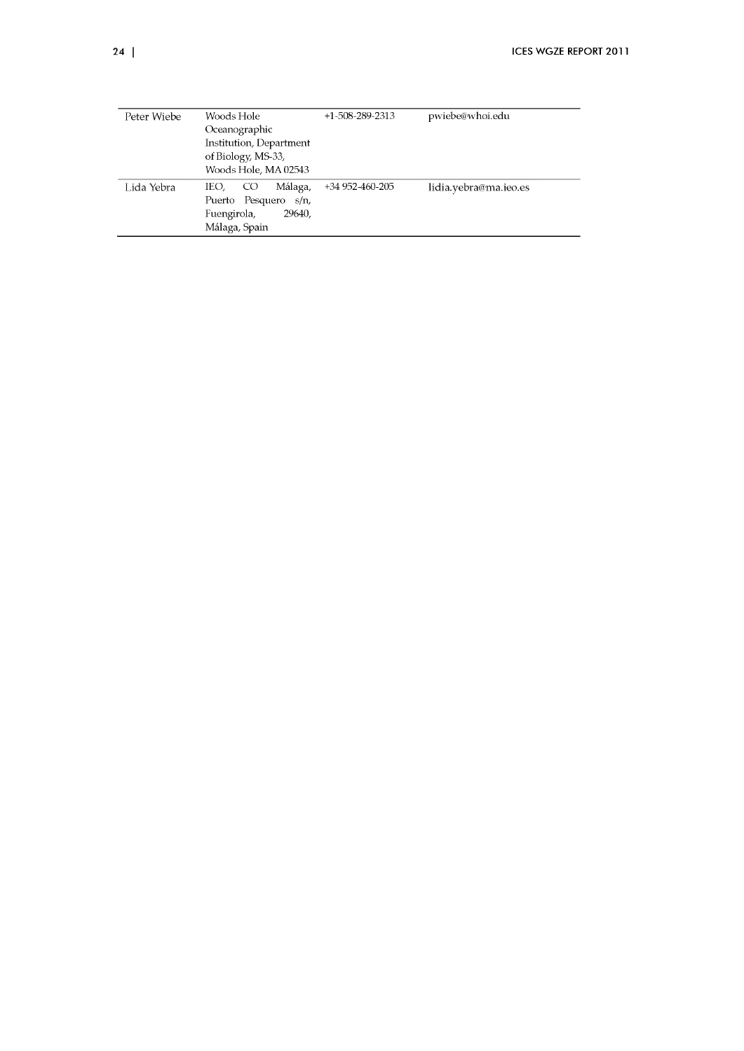| | | | |
|---|---|---|---|
| Peter Wiebe | Woods Hole Oceanographic Institution, Department of Biology, MS-33, Woods Hole, MA 02543 | +1-508-289-2313 | pwiebe@whoi.edu |
| Lida Yebra | IEO, CO Málaga, Puerto Pesquero s/n, Fuengirola, 29640, Málaga, Spain | +34 952-460-205 | lidia.yebra@ma.ieo.es |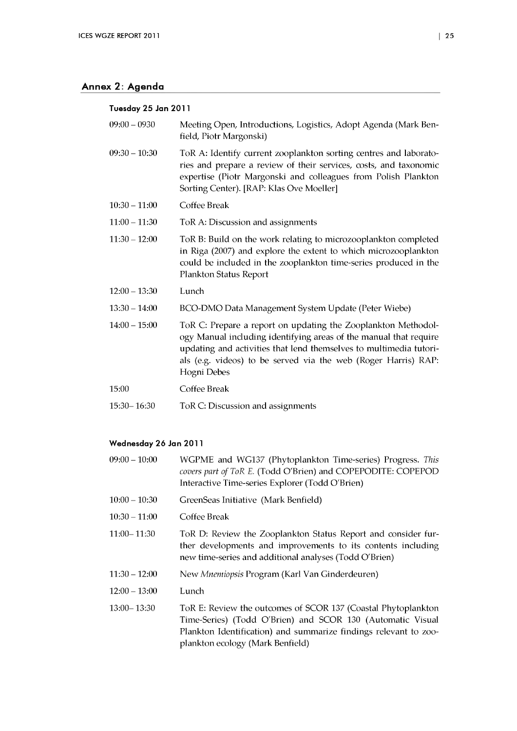## Annex 2: Agenda

### Tuesday 25 Jan 2011

| | |
|---|---|
| 09:00 – 0930 | Meeting Open, Introductions, Logistics, Adopt Agenda (Mark Benfield, Piotr Margonski) |
| 09:30 – 10:30 | ToR A: Identify current zooplankton sorting centres and laboratories and prepare a review of their services, costs, and taxonomic expertise (Piotr Margonski and colleagues from Polish Plankton Sorting Center). [RAP: Klas Ove Moeller] |
| 10:30 – 11:00 | Coffee Break |
| 11:00 – 11:30 | ToR A: Discussion and assignments |
| 11:30 – 12:00 | ToR B: Build on the work relating to microzooplankton completed in Riga (2007) and explore the extent to which microzooplankton could be included in the zooplankton time-series produced in the Plankton Status Report |
| 12:00 – 13:30 | Lunch |
| 13:30 – 14:00 | BCO-DMO Data Management System Update (Peter Wiebe) |
| 14:00 – 15:00 | ToR C: Prepare a report on updating the Zooplankton Methodology Manual including identifying areas of the manual that require updating and activities that lend themselves to multimedia tutorials (e.g. videos) to be served via the web (Roger Harris) RAP: Hogni Debes |
| 15:00 | Coffee Break |
| 15:30– 16:30 | ToR C: Discussion and assignments |

### Wednesday 26 Jan 2011

| | |
|---|---|
| 09:00 – 10:00 | WGPME and WG137 (Phytoplankton Time-series) Progress. *This covers part of ToR E.* (Todd O'Brien) and COPEPODITE: COPEPOD Interactive Time-series Explorer (Todd O'Brien) |
| 10:00 – 10:30 | GreenSeas Initiative (Mark Benfield) |
| 10:30 – 11:00 | Coffee Break |
| 11:00– 11:30 | ToR D: Review the Zooplankton Status Report and consider further developments and improvements to its contents including new time-series and additional analyses (Todd O'Brien) |
| 11:30 – 12:00 | New *Mnemiopsis* Program (Karl Van Ginderdeuren) |
| 12:00 – 13:00 | Lunch |
| 13:00– 13:30 | ToR E: Review the outcomes of SCOR 137 (Coastal Phytoplankton Time-Series) (Todd O'Brien) and SCOR 130 (Automatic Visual Plankton Identification) and summarize findings relevant to zooplankton ecology (Mark Benfield) |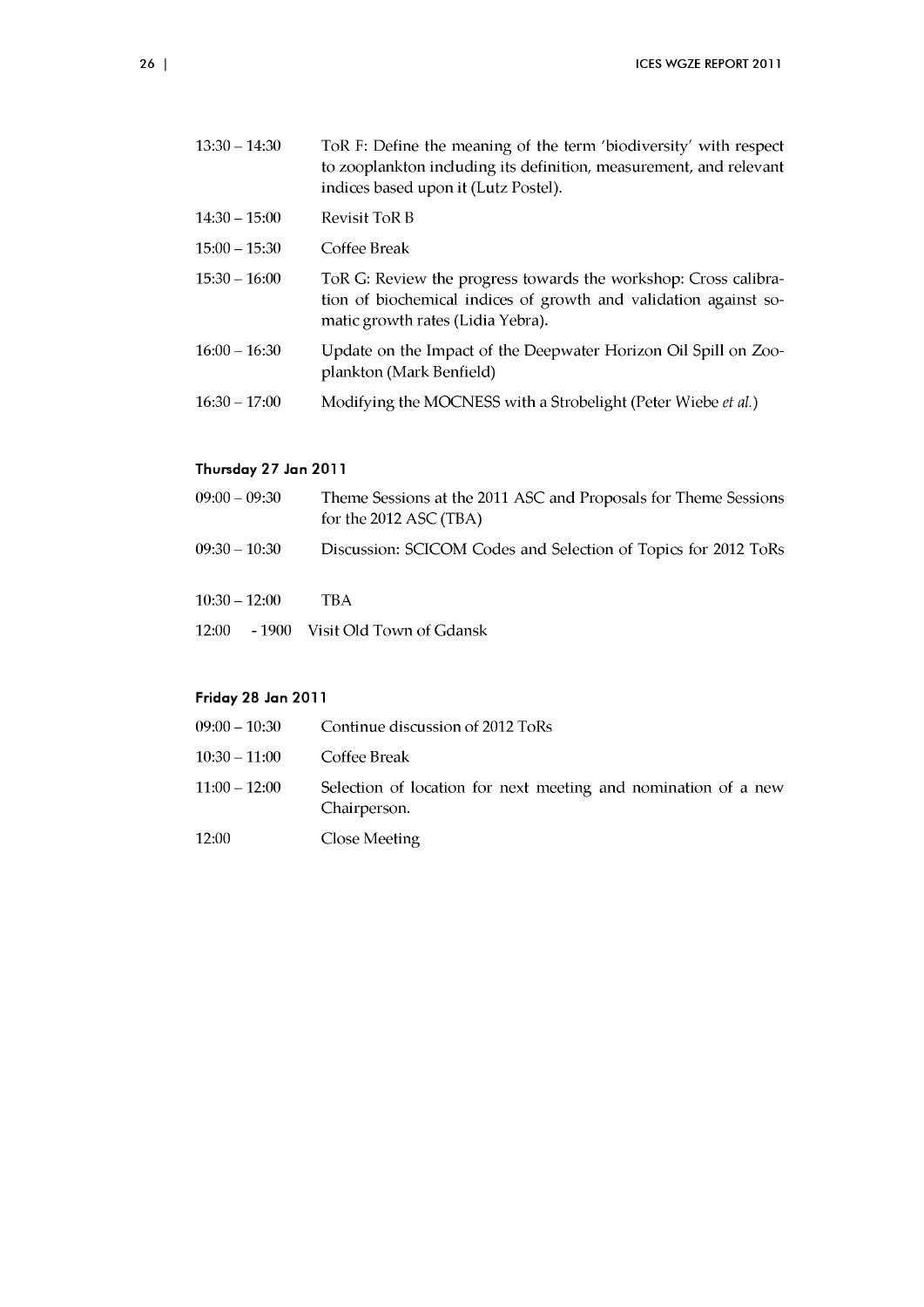| | |
|---|---|
| 13:30 – 14:30 | ToR F: Define the meaning of the term 'biodiversity' with respect to zooplankton including its definition, measurement, and relevant indices based upon it (Lutz Postel). |
| 14:30 – 15:00 | Revisit ToR B |
| 15:00 – 15:30 | Coffee Break |
| 15:30 – 16:00 | ToR G: Review the progress towards the workshop: Cross calibration of biochemical indices of growth and validation against somatic growth rates (Lidia Yebra). |
| 16:00 – 16:30 | Update on the Impact of the Deepwater Horizon Oil Spill on Zooplankton (Mark Benfield) |
| 16:30 – 17:00 | Modifying the MOCNESS with a Strobelight (Peter Wiebe *et al.*) |

#### Thursday 27 Jan 2011

| | |
|---|---|
| 09:00 – 09:30 | Theme Sessions at the 2011 ASC and Proposals for Theme Sessions for the 2012 ASC (TBA) |
| 09:30 – 10:30 | Discussion: SCICOM Codes and Selection of Topics for 2012 ToRs |
| 10:30 – 12:00 | TBA |
| 12:00 - 1900 | Visit Old Town of Gdansk |

#### Friday 28 Jan 2011

| | |
|---|---|
| 09:00 – 10:30 | Continue discussion of 2012 ToRs |
| 10:30 – 11:00 | Coffee Break |
| 11:00 – 12:00 | Selection of location for next meeting and nomination of a new Chairperson. |
| 12:00 | Close Meeting |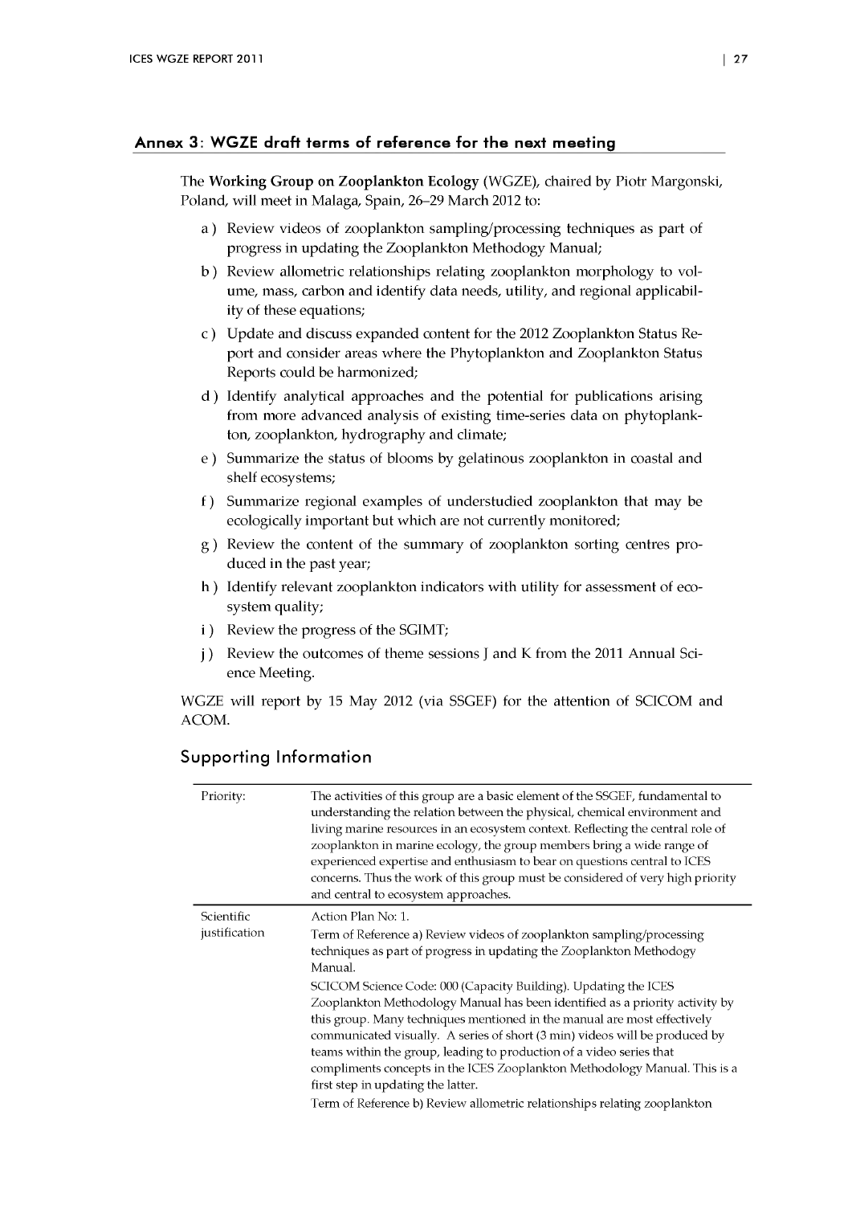## Annex 3: WGZE draft terms of reference for the next meeting

The **Working Group on Zooplankton Ecology** (WGZE), chaired by Piotr Margonski, Poland, will meet in Malaga, Spain, 26–29 March 2012 to:

a ) Review videos of zooplankton sampling/processing techniques as part of progress in updating the Zooplankton Methodogy Manual;

b ) Review allometric relationships relating zooplankton morphology to volume, mass, carbon and identify data needs, utility, and regional applicability of these equations;

c ) Update and discuss expanded content for the 2012 Zooplankton Status Report and consider areas where the Phytoplankton and Zooplankton Status Reports could be harmonized;

d ) Identify analytical approaches and the potential for publications arising from more advanced analysis of existing time-series data on phytoplankton, zooplankton, hydrography and climate;

e ) Summarize the status of blooms by gelatinous zooplankton in coastal and shelf ecosystems;

f ) Summarize regional examples of understudied zooplankton that may be ecologically important but which are not currently monitored;

g ) Review the content of the summary of zooplankton sorting centres produced in the past year;

h ) Identify relevant zooplankton indicators with utility for assessment of ecosystem quality;

i ) Review the progress of the SGIMT;

j ) Review the outcomes of theme sessions J and K from the 2011 Annual Science Meeting.

WGZE will report by 15 May 2012 (via SSGEF) for the attention of SCICOM and ACOM.

## Supporting Information

| | |
|---|---|
| Priority: | The activities of this group are a basic element of the SSGEF, fundamental to understanding the relation between the physical, chemical environment and living marine resources in an ecosystem context. Reflecting the central role of zooplankton in marine ecology, the group members bring a wide range of experienced expertise and enthusiasm to bear on questions central to ICES concerns. Thus the work of this group must be considered of very high priority and central to ecosystem approaches. |
| Scientific justification | Action Plan No: 1.<br><br>Term of Reference a) Review videos of zooplankton sampling/processing techniques as part of progress in updating the Zooplankton Methodogy Manual.<br><br>SCICOM Science Code: 000 (Capacity Building). Updating the ICES Zooplankton Methodology Manual has been identified as a priority activity by this group. Many techniques mentioned in the manual are most effectively communicated visually. A series of short (3 min) videos will be produced by teams within the group, leading to production of a video series that compliments concepts in the ICES Zooplankton Methodology Manual. This is a first step in updating the latter.<br><br>Term of Reference b) Review allometric relationships relating zooplankton |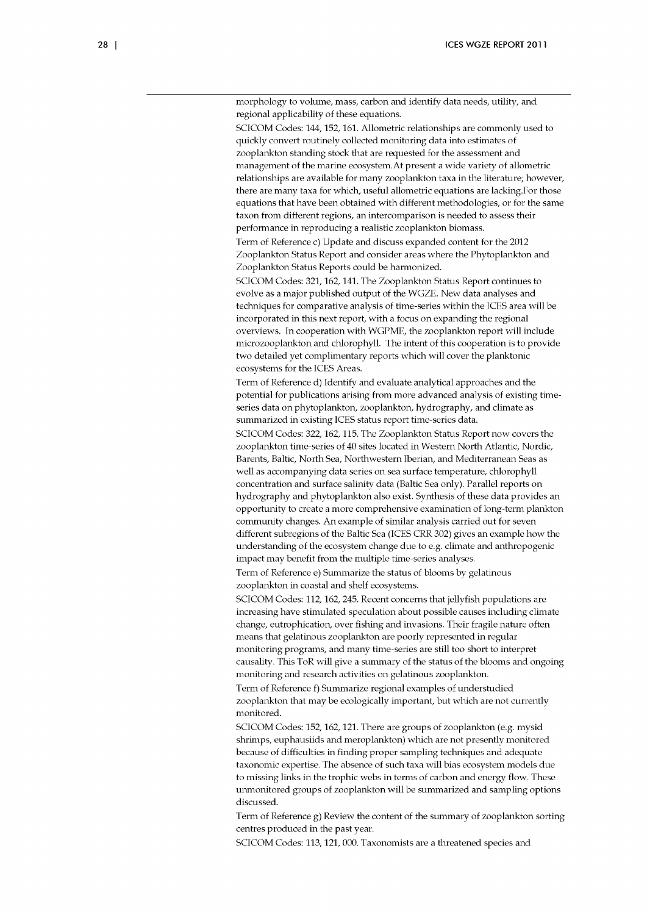morphology to volume, mass, carbon and identify data needs, utility, and regional applicability of these equations.

SCICOM Codes: 144, 152, 161. Allometric relationships are commonly used to quickly convert routinely collected monitoring data into estimates of zooplankton standing stock that are requested for the assessment and management of the marine ecosystem.At present a wide variety of allometric relationships are available for many zooplankton taxa in the literature; however, there are many taxa for which, useful allometric equations are lacking.For those equations that have been obtained with different methodologies, or for the same taxon from different regions, an intercomparison is needed to assess their performance in reproducing a realistic zooplankton biomass.

Term of Reference c) Update and discuss expanded content for the 2012 Zooplankton Status Report and consider areas where the Phytoplankton and Zooplankton Status Reports could be harmonized.

SCICOM Codes: 321, 162, 141. The Zooplankton Status Report continues to evolve as a major published output of the WGZE. New data analyses and techniques for comparative analysis of time-series within the ICES area will be incorporated in this next report, with a focus on expanding the regional overviews. In cooperation with WGPME, the zooplankton report will include microzooplankton and chlorophyll. The intent of this cooperation is to provide two detailed yet complimentary reports which will cover the planktonic ecosystems for the ICES Areas.

Term of Reference d) Identify and evaluate analytical approaches and the potential for publications arising from more advanced analysis of existing time-series data on phytoplankton, zooplankton, hydrography, and climate as summarized in existing ICES status report time-series data.

SCICOM Codes: 322, 162, 115. The Zooplankton Status Report now covers the zooplankton time-series of 40 sites located in Western North Atlantic, Nordic, Barents, Baltic, North Sea, Northwestern Iberian, and Mediterranean Seas as well as accompanying data series on sea surface temperature, chlorophyll concentration and surface salinity data (Baltic Sea only). Parallel reports on hydrography and phytoplankton also exist. Synthesis of these data provides an opportunity to create a more comprehensive examination of long-term plankton community changes. An example of similar analysis carried out for seven different subregions of the Baltic Sea (ICES CRR 302) gives an example how the understanding of the ecosystem change due to e.g. climate and anthropogenic impact may benefit from the multiple time-series analyses.

Term of Reference e) Summarize the status of blooms by gelatinous zooplankton in coastal and shelf ecosystems.

SCICOM Codes: 112, 162, 245. Recent concerns that jellyfish populations are increasing have stimulated speculation about possible causes including climate change, eutrophication, over fishing and invasions. Their fragile nature often means that gelatinous zooplankton are poorly represented in regular monitoring programs, and many time-series are still too short to interpret causality. This ToR will give a summary of the status of the blooms and ongoing monitoring and research activities on gelatinous zooplankton.

Term of Reference f) Summarize regional examples of understudied zooplankton that may be ecologically important, but which are not currently monitored.

SCICOM Codes: 152, 162, 121. There are groups of zooplankton (e.g. mysid shrimps, euphausiids and meroplankton) which are not presently monitored because of difficulties in finding proper sampling techniques and adequate taxonomic expertise. The absence of such taxa will bias ecosystem models due to missing links in the trophic webs in terms of carbon and energy flow. These unmonitored groups of zooplankton will be summarized and sampling options discussed.

Term of Reference g) Review the content of the summary of zooplankton sorting centres produced in the past year.

SCICOM Codes: 113, 121, 000. Taxonomists are a threatened species and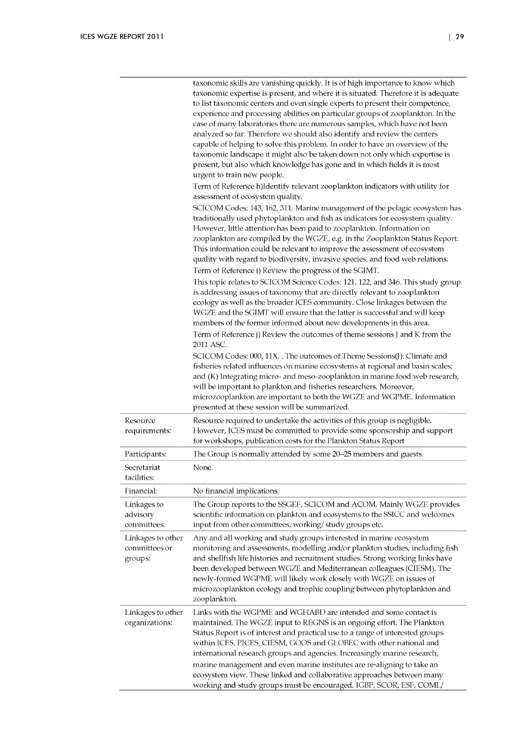| | |
|---|---|
| | taxonomic skills are vanishing quickly. It is of high importance to know which taxonomic expertise is present, and where it is situated. Therefore it is adequate to list taxonomic centers and even single experts to present their competence, experience and processing abilities on particular groups of zooplankton. In the case of many laboratories there are numerous samples, which have not been analyzed so far. Therefore we should also identify and review the centers capable of helping to solve this problem. In order to have an overview of the taxonomic landscape it might also be taken down not only which expertise is present, but also which knowledge has gone and in which fields it is most urgent to train new people.<br>Term of Reference h)Identify relevant zooplankton indicators with utility for assessment of ecosystem quality.<br>SCICOM Codes: 143, 162, 311. Marine management of the pelagic ecosystem has traditionally used phytoplankton and fish as indicators for ecosystem quality. However, little attention has been paid to zooplankton. Information on zooplankton are compiled by the WGZE, e.g. in the Zooplankton Status Report. This information could be relevant to improve the assessment of ecosystem quality with regard to biodiversity, invasive species, and food web relations.<br>Term of Reference i) Review the progress of the SGIMT.<br>This topic relates to SCICOM Science Codes: 121, 122, and 346. This study group is addressing issues of taxonomy that are directly relevant to zooplankton ecology as well as the broader ICES community. Close linkages between the WGZE and the SGIMT will ensure that the latter is successful and will keep members of the former informed about new developments in this area.<br>Term of Reference j) Review the outcomes of theme sessions J and K from the 2011 ASC.<br>SCICOM Codes: 000, 11X, . The outcomes of Theme Sessions(J): Climate and fisheries related influences on marine ecosystems at regional and basin scales; and (K) Integrating micro- and meso-zooplankton in marine food web research, will be important to plankton and fisheries researchers. Moreover, microzooplankton are important to both the WGZE and WGPME. Information presented at these session will be summarized. |
| Resource requirements: | Resource required to undertake the activities of this group is negligible. However, ICES must be committed to provide some sponsorship and support for workshops, publication costs for the Plankton Status Report |
| Participants: | The Group is normally attended by some 20–25 members and guests. |
| Secretariat facilities: | None. |
| Financial: | No financial implications. |
| Linkages to advisory committees: | The Group reports to the SSGEF, SCICOM and ACOM. Mainly WGZE provides scientific information on plankton and ecosystems to the SSICC and welcomes input from other committees, working/ study groups etc. |
| Linkages to other committees or groups: | Any and all working and study groups interested in marine ecosystem monitoring and assessments, modelling and/or plankton studies, including fish and shellfish life histories and recruitment studies. Strong working links have been developed between WGZE and Mediterranean colleagues (CIESM). The newly-formed WGPME will likely work closely with WGZE on issues of microzooplankton ecology and trophic coupling between phytoplankton and zooplankton. |
| Linkages to other organizations: | Links with the WGPME and WGHABD are intended and some contact is maintained. The WGZE input to REGNS is an ongoing effort. The Plankton Status Report is of interest and practical use to a range of interested groups within ICES, PICES, CIESM, GOOS and GLOBEC with other national and international research groups and agencies. Increasingly marine research, marine management and even marine institutes are re-aligning to take an ecosystem view. These linked and collaborative approaches between many working and study groups must be encouraged. IGBP, SCOR, ESF, COML/ |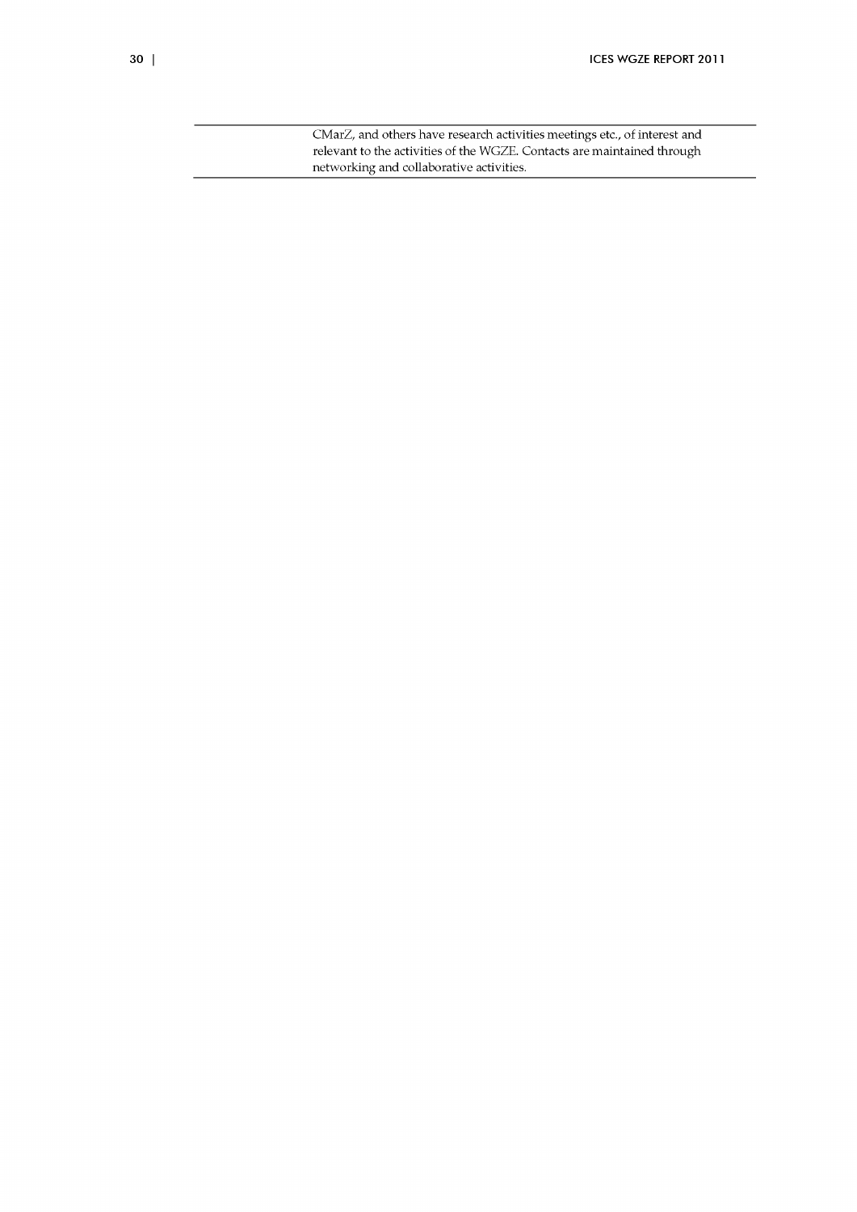|  |  |
|---|---|
|  | CMarZ, and others have research activities meetings etc., of interest and relevant to the activities of the WGZE. Contacts are maintained through networking and collaborative activities. |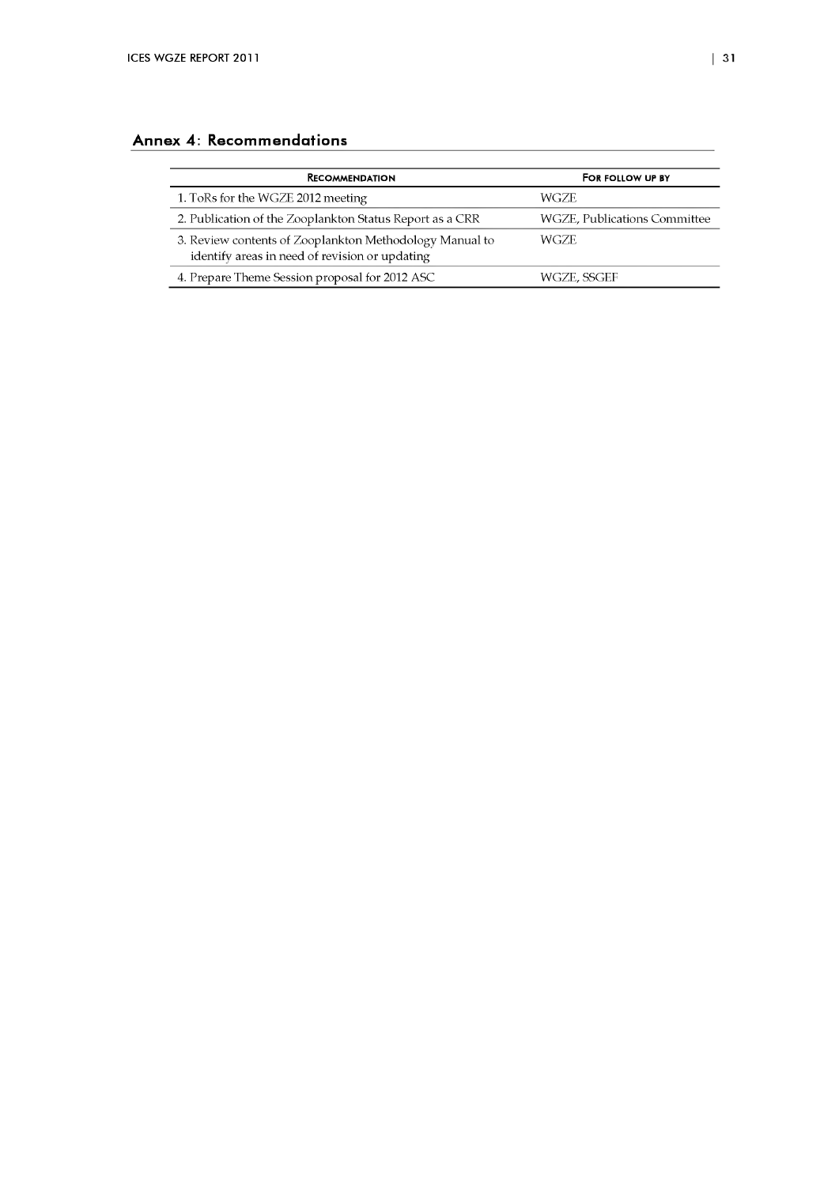## Annex 4: Recommendations

| Recommendation | For follow up by |
| --- | --- |
| 1. ToRs for the WGZE 2012 meeting | WGZE |
| 2. Publication of the Zooplankton Status Report as a CRR | WGZE, Publications Committee |
| 3. Review contents of Zooplankton Methodology Manual to identify areas in need of revision or updating | WGZE |
| 4. Prepare Theme Session proposal for 2012 ASC | WGZE, SSGEF |